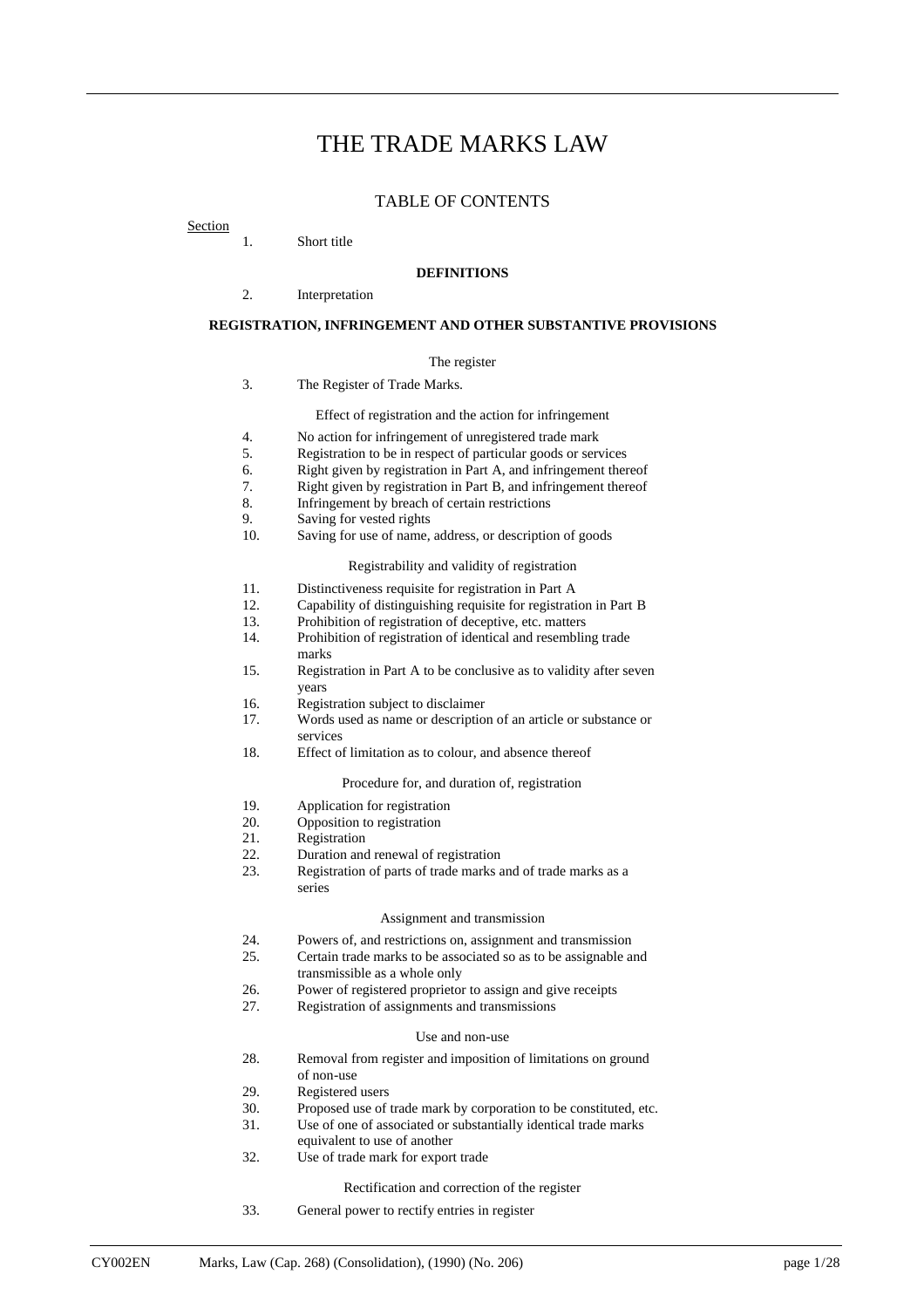# THE TRADE MARKS LAW

## TABLE OF CONTENTS

Section

1. Short title

**DEFINITIONS**

2. Interpretation

**REGISTRATION, INFRINGEMENT AND OTHER SUBSTANTIVE PROVISIONS**

The register

3. The Register of Trade Marks.

Effect of registration and the action for infringement

4. No action for infringement of unregistered trade mark
5. Registration to be in respect of particular goods or services
6. Right given by registration in Part A, and infringement thereof
7. Right given by registration in Part B, and infringement thereof
8. Infringement by breach of certain restrictions
9. Saving for vested rights
10. Saving for use of name, address, or description of goods

Registrability and validity of registration

11. Distinctiveness requisite for registration in Part A
12. Capability of distinguishing requisite for registration in Part B
13. Prohibition of registration of deceptive, etc. matters
14. Prohibition of registration of identical and resembling trade marks
15. Registration in Part A to be conclusive as to validity after seven years
16. Registration subject to disclaimer
17. Words used as name or description of an article or substance or services
18. Effect of limitation as to colour, and absence thereof

Procedure for, and duration of, registration

19. Application for registration
20. Opposition to registration
21. Registration
22. Duration and renewal of registration
23. Registration of parts of trade marks and of trade marks as a series

Assignment and transmission

24. Powers of, and restrictions on, assignment and transmission
25. Certain trade marks to be associated so as to be assignable and transmissible as a whole only
26. Power of registered proprietor to assign and give receipts
27. Registration of assignments and transmissions

Use and non-use

28. Removal from register and imposition of limitations on ground of non-use
29. Registered users
30. Proposed use of trade mark by corporation to be constituted, etc.
31. Use of one of associated or substantially identical trade marks equivalent to use of another
32. Use of trade mark for export trade

Rectification and correction of the register

33. General power to rectify entries in register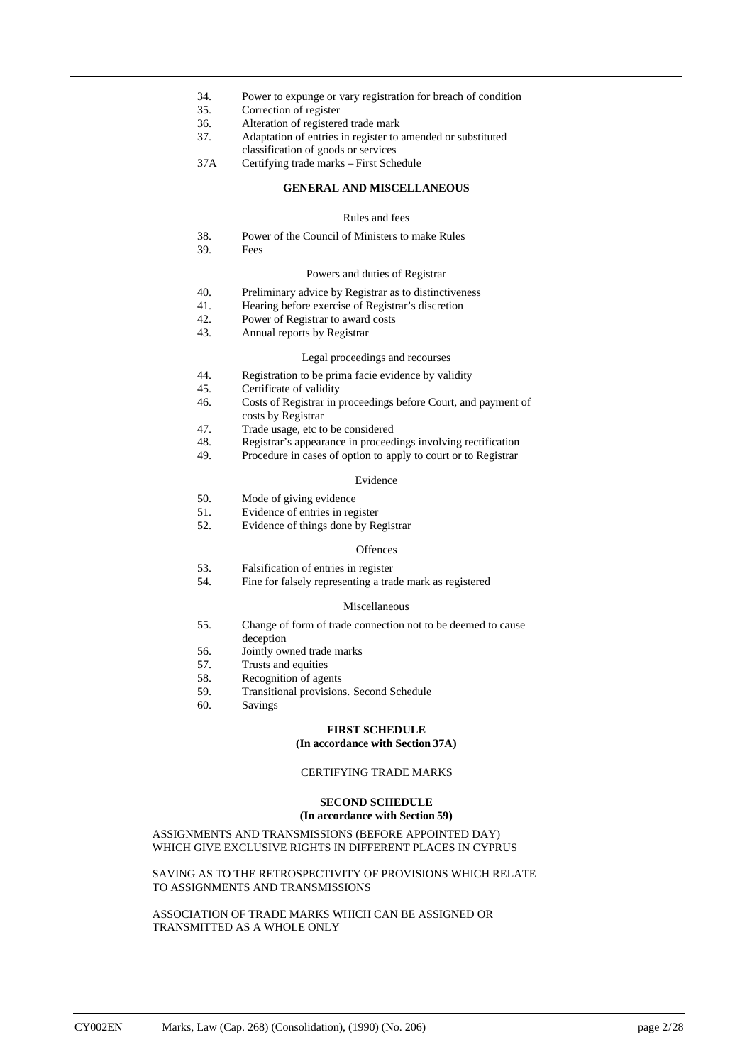34. Power to expunge or vary registration for breach of condition
35. Correction of register
36. Alteration of registered trade mark
37. Adaptation of entries in register to amended or substituted classification of goods or services
37A Certifying trade marks – First Schedule

## GENERAL AND MISCELLANEOUS

### Rules and fees

38. Power of the Council of Ministers to make Rules
39. Fees

### Powers and duties of Registrar

40. Preliminary advice by Registrar as to distinctiveness
41. Hearing before exercise of Registrar's discretion
42. Power of Registrar to award costs
43. Annual reports by Registrar

### Legal proceedings and recourses

44. Registration to be prima facie evidence by validity
45. Certificate of validity
46. Costs of Registrar in proceedings before Court, and payment of costs by Registrar
47. Trade usage, etc to be considered
48. Registrar's appearance in proceedings involving rectification
49. Procedure in cases of option to apply to court or to Registrar

### Evidence

50. Mode of giving evidence
51. Evidence of entries in register
52. Evidence of things done by Registrar

### Offences

53. Falsification of entries in register
54. Fine for falsely representing a trade mark as registered

### Miscellaneous

55. Change of form of trade connection not to be deemed to cause deception
56. Jointly owned trade marks
57. Trusts and equities
58. Recognition of agents
59. Transitional provisions. Second Schedule
60. Savings

## FIRST SCHEDULE
**(In accordance with Section 37A)**

CERTIFYING TRADE MARKS

## SECOND SCHEDULE
**(In accordance with Section 59)**

ASSIGNMENTS AND TRANSMISSIONS (BEFORE APPOINTED DAY) WHICH GIVE EXCLUSIVE RIGHTS IN DIFFERENT PLACES IN CYPRUS

SAVING AS TO THE RETROSPECTIVITY OF PROVISIONS WHICH RELATE TO ASSIGNMENTS AND TRANSMISSIONS

ASSOCIATION OF TRADE MARKS WHICH CAN BE ASSIGNED OR TRANSMITTED AS A WHOLE ONLY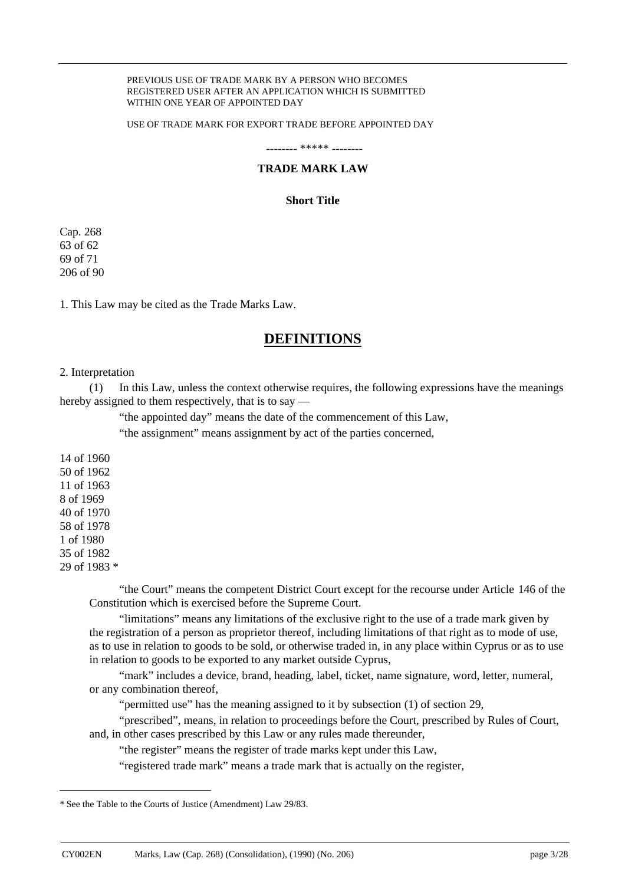PREVIOUS USE OF TRADE MARK BY A PERSON WHO BECOMES REGISTERED USER AFTER AN APPLICATION WHICH IS SUBMITTED WITHIN ONE YEAR OF APPOINTED DAY

USE OF TRADE MARK FOR EXPORT TRADE BEFORE APPOINTED DAY

-------- ***** --------

## TRADE MARK LAW

### Short Title

Cap. 268
63 of 62
69 of 71
206 of 90

1. This Law may be cited as the Trade Marks Law.

## DEFINITIONS

2. Interpretation

(1) In this Law, unless the context otherwise requires, the following expressions have the meanings hereby assigned to them respectively, that is to say —

"the appointed day" means the date of the commencement of this Law,

"the assignment" means assignment by act of the parties concerned,

14 of 1960
50 of 1962
11 of 1963
8 of 1969
40 of 1970
58 of 1978
1 of 1980
35 of 1982
29 of 1983 *

"the Court" means the competent District Court except for the recourse under Article 146 of the Constitution which is exercised before the Supreme Court.

"limitations" means any limitations of the exclusive right to the use of a trade mark given by the registration of a person as proprietor thereof, including limitations of that right as to mode of use, as to use in relation to goods to be sold, or otherwise traded in, in any place within Cyprus or as to use in relation to goods to be exported to any market outside Cyprus,

"mark" includes a device, brand, heading, label, ticket, name signature, word, letter, numeral, or any combination thereof,

"permitted use" has the meaning assigned to it by subsection (1) of section 29,

"prescribed", means, in relation to proceedings before the Court, prescribed by Rules of Court, and, in other cases prescribed by this Law or any rules made thereunder,

"the register" means the register of trade marks kept under this Law,

"registered trade mark" means a trade mark that is actually on the register,

* See the Table to the Courts of Justice (Amendment) Law 29/83.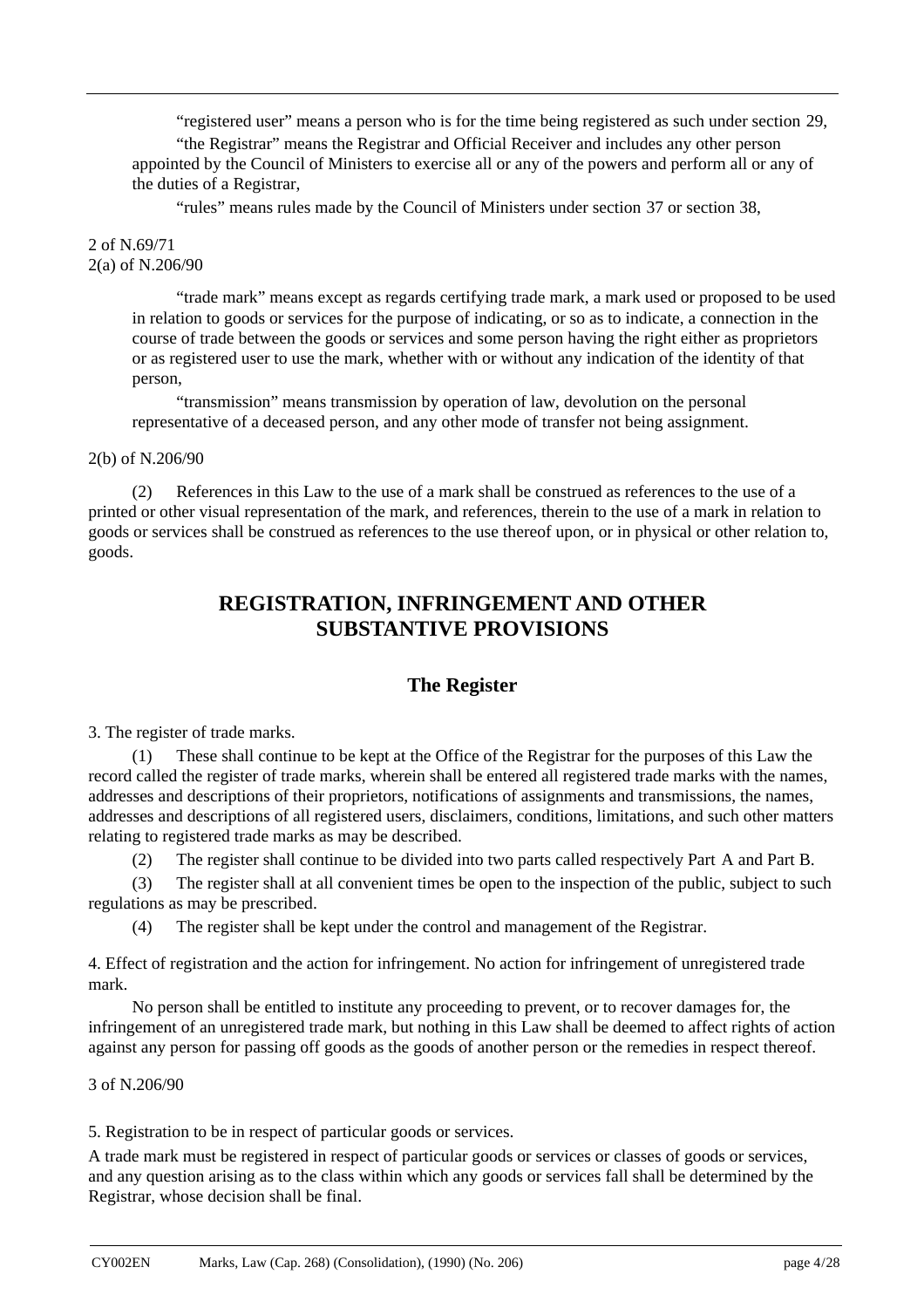"registered user" means a person who is for the time being registered as such under section 29,

"the Registrar" means the Registrar and Official Receiver and includes any other person appointed by the Council of Ministers to exercise all or any of the powers and perform all or any of the duties of a Registrar,

"rules" means rules made by the Council of Ministers under section 37 or section 38,

2 of N.69/71
2(a) of N.206/90

"trade mark" means except as regards certifying trade mark, a mark used or proposed to be used in relation to goods or services for the purpose of indicating, or so as to indicate, a connection in the course of trade between the goods or services and some person having the right either as proprietors or as registered user to use the mark, whether with or without any indication of the identity of that person,

"transmission" means transmission by operation of law, devolution on the personal representative of a deceased person, and any other mode of transfer not being assignment.

2(b) of N.206/90

(2) References in this Law to the use of a mark shall be construed as references to the use of a printed or other visual representation of the mark, and references, therein to the use of a mark in relation to goods or services shall be construed as references to the use thereof upon, or in physical or other relation to, goods.

## REGISTRATION, INFRINGEMENT AND OTHER SUBSTANTIVE PROVISIONS

### The Register

3. The register of trade marks.

(1) These shall continue to be kept at the Office of the Registrar for the purposes of this Law the record called the register of trade marks, wherein shall be entered all registered trade marks with the names, addresses and descriptions of their proprietors, notifications of assignments and transmissions, the names, addresses and descriptions of all registered users, disclaimers, conditions, limitations, and such other matters relating to registered trade marks as may be described.

(2) The register shall continue to be divided into two parts called respectively Part A and Part B.

(3) The register shall at all convenient times be open to the inspection of the public, subject to such regulations as may be prescribed.

(4) The register shall be kept under the control and management of the Registrar.

4. Effect of registration and the action for infringement. No action for infringement of unregistered trade mark.

No person shall be entitled to institute any proceeding to prevent, or to recover damages for, the infringement of an unregistered trade mark, but nothing in this Law shall be deemed to affect rights of action against any person for passing off goods as the goods of another person or the remedies in respect thereof.

3 of N.206/90

5. Registration to be in respect of particular goods or services.

A trade mark must be registered in respect of particular goods or services or classes of goods or services, and any question arising as to the class within which any goods or services fall shall be determined by the Registrar, whose decision shall be final.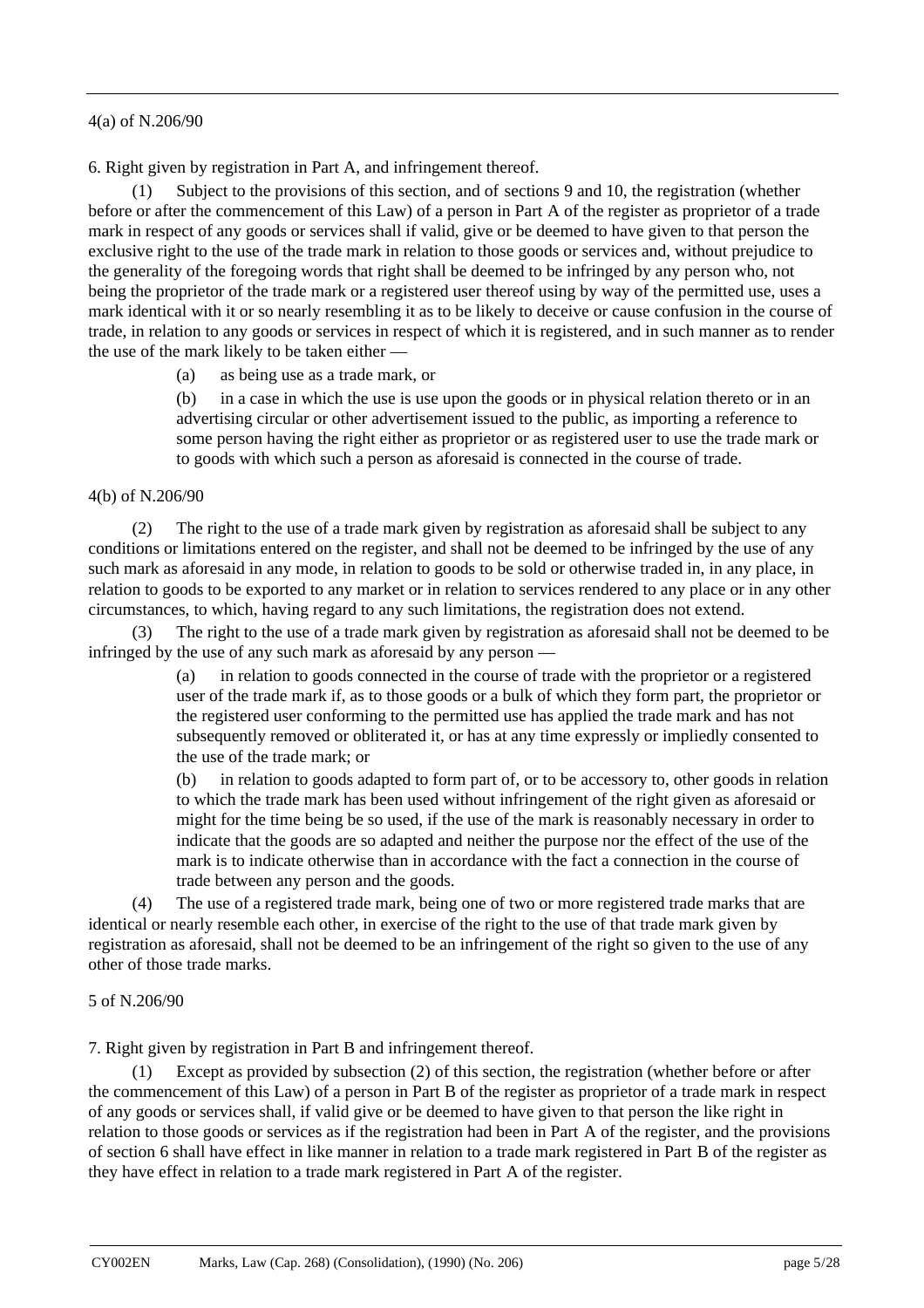4(a) of N.206/90

6. Right given by registration in Part A, and infringement thereof.

(1) Subject to the provisions of this section, and of sections 9 and 10, the registration (whether before or after the commencement of this Law) of a person in Part A of the register as proprietor of a trade mark in respect of any goods or services shall if valid, give or be deemed to have given to that person the exclusive right to the use of the trade mark in relation to those goods or services and, without prejudice to the generality of the foregoing words that right shall be deemed to be infringed by any person who, not being the proprietor of the trade mark or a registered user thereof using by way of the permitted use, uses a mark identical with it or so nearly resembling it as to be likely to deceive or cause confusion in the course of trade, in relation to any goods or services in respect of which it is registered, and in such manner as to render the use of the mark likely to be taken either —

(a) as being use as a trade mark, or

(b) in a case in which the use is use upon the goods or in physical relation thereto or in an advertising circular or other advertisement issued to the public, as importing a reference to some person having the right either as proprietor or as registered user to use the trade mark or to goods with which such a person as aforesaid is connected in the course of trade.

4(b) of N.206/90

(2) The right to the use of a trade mark given by registration as aforesaid shall be subject to any conditions or limitations entered on the register, and shall not be deemed to be infringed by the use of any such mark as aforesaid in any mode, in relation to goods to be sold or otherwise traded in, in any place, in relation to goods to be exported to any market or in relation to services rendered to any place or in any other circumstances, to which, having regard to any such limitations, the registration does not extend.

(3) The right to the use of a trade mark given by registration as aforesaid shall not be deemed to be infringed by the use of any such mark as aforesaid by any person —

(a) in relation to goods connected in the course of trade with the proprietor or a registered user of the trade mark if, as to those goods or a bulk of which they form part, the proprietor or the registered user conforming to the permitted use has applied the trade mark and has not subsequently removed or obliterated it, or has at any time expressly or impliedly consented to the use of the trade mark; or

(b) in relation to goods adapted to form part of, or to be accessory to, other goods in relation to which the trade mark has been used without infringement of the right given as aforesaid or might for the time being be so used, if the use of the mark is reasonably necessary in order to indicate that the goods are so adapted and neither the purpose nor the effect of the use of the mark is to indicate otherwise than in accordance with the fact a connection in the course of trade between any person and the goods.

(4) The use of a registered trade mark, being one of two or more registered trade marks that are identical or nearly resemble each other, in exercise of the right to the use of that trade mark given by registration as aforesaid, shall not be deemed to be an infringement of the right so given to the use of any other of those trade marks.

5 of N.206/90

7. Right given by registration in Part B and infringement thereof.

(1) Except as provided by subsection (2) of this section, the registration (whether before or after the commencement of this Law) of a person in Part B of the register as proprietor of a trade mark in respect of any goods or services shall, if valid give or be deemed to have given to that person the like right in relation to those goods or services as if the registration had been in Part A of the register, and the provisions of section 6 shall have effect in like manner in relation to a trade mark registered in Part B of the register as they have effect in relation to a trade mark registered in Part A of the register.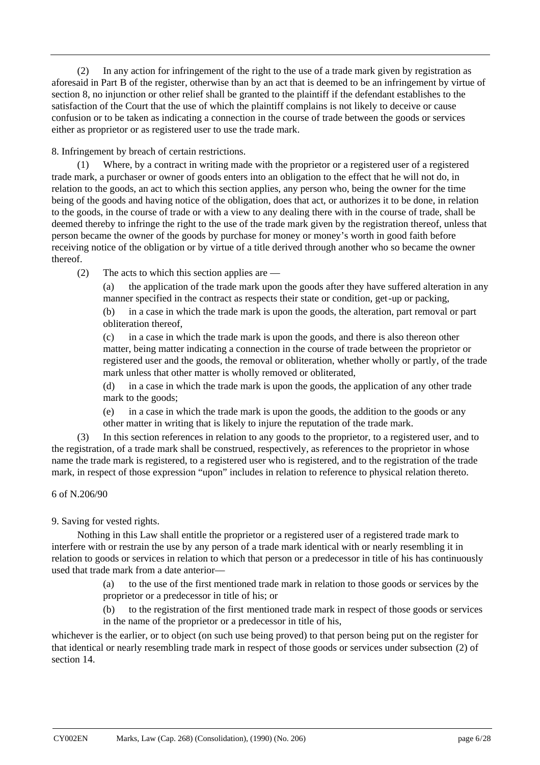(2) In any action for infringement of the right to the use of a trade mark given by registration as aforesaid in Part B of the register, otherwise than by an act that is deemed to be an infringement by virtue of section 8, no injunction or other relief shall be granted to the plaintiff if the defendant establishes to the satisfaction of the Court that the use of which the plaintiff complains is not likely to deceive or cause confusion or to be taken as indicating a connection in the course of trade between the goods or services either as proprietor or as registered user to use the trade mark.

8. Infringement by breach of certain restrictions.

(1) Where, by a contract in writing made with the proprietor or a registered user of a registered trade mark, a purchaser or owner of goods enters into an obligation to the effect that he will not do, in relation to the goods, an act to which this section applies, any person who, being the owner for the time being of the goods and having notice of the obligation, does that act, or authorizes it to be done, in relation to the goods, in the course of trade or with a view to any dealing there with in the course of trade, shall be deemed thereby to infringe the right to the use of the trade mark given by the registration thereof, unless that person became the owner of the goods by purchase for money or money's worth in good faith before receiving notice of the obligation or by virtue of a title derived through another who so became the owner thereof.

(2) The acts to which this section applies are —

(a) the application of the trade mark upon the goods after they have suffered alteration in any manner specified in the contract as respects their state or condition, get-up or packing,

(b) in a case in which the trade mark is upon the goods, the alteration, part removal or part obliteration thereof,

(c) in a case in which the trade mark is upon the goods, and there is also thereon other matter, being matter indicating a connection in the course of trade between the proprietor or registered user and the goods, the removal or obliteration, whether wholly or partly, of the trade mark unless that other matter is wholly removed or obliterated,

(d) in a case in which the trade mark is upon the goods, the application of any other trade mark to the goods;

(e) in a case in which the trade mark is upon the goods, the addition to the goods or any other matter in writing that is likely to injure the reputation of the trade mark.

(3) In this section references in relation to any goods to the proprietor, to a registered user, and to the registration, of a trade mark shall be construed, respectively, as references to the proprietor in whose name the trade mark is registered, to a registered user who is registered, and to the registration of the trade mark, in respect of those expression "upon" includes in relation to reference to physical relation thereto.

6 of N.206/90

9. Saving for vested rights.

Nothing in this Law shall entitle the proprietor or a registered user of a registered trade mark to interfere with or restrain the use by any person of a trade mark identical with or nearly resembling it in relation to goods or services in relation to which that person or a predecessor in title of his has continuously used that trade mark from a date anterior—

(a) to the use of the first mentioned trade mark in relation to those goods or services by the proprietor or a predecessor in title of his; or

(b) to the registration of the first mentioned trade mark in respect of those goods or services in the name of the proprietor or a predecessor in title of his,

whichever is the earlier, or to object (on such use being proved) to that person being put on the register for that identical or nearly resembling trade mark in respect of those goods or services under subsection (2) of section 14.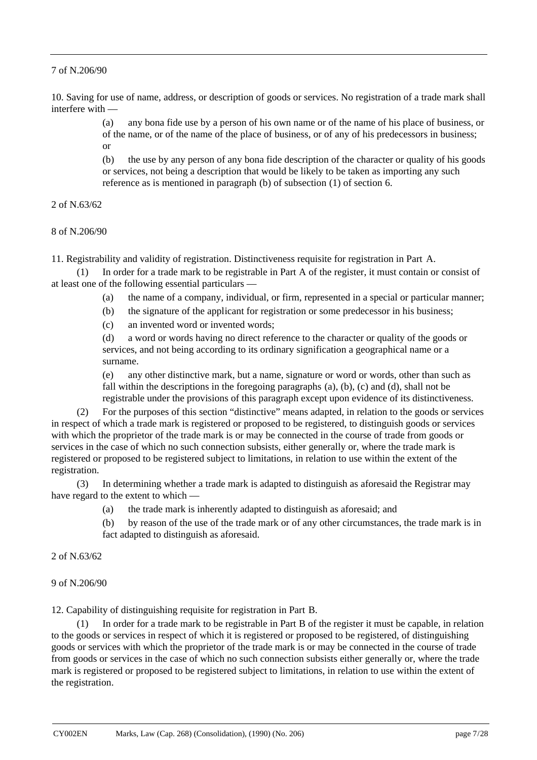7 of N.206/90

10. Saving for use of name, address, or description of goods or services. No registration of a trade mark shall interfere with —

(a) any bona fide use by a person of his own name or of the name of his place of business, or of the name, or of the name of the place of business, or of any of his predecessors in business; or

(b) the use by any person of any bona fide description of the character or quality of his goods or services, not being a description that would be likely to be taken as importing any such reference as is mentioned in paragraph (b) of subsection (1) of section 6.

2 of N.63/62

8 of N.206/90

11. Registrability and validity of registration. Distinctiveness requisite for registration in Part A.

(1) In order for a trade mark to be registrable in Part A of the register, it must contain or consist of at least one of the following essential particulars —

(a) the name of a company, individual, or firm, represented in a special or particular manner;

(b) the signature of the applicant for registration or some predecessor in his business;

(c) an invented word or invented words;

(d) a word or words having no direct reference to the character or quality of the goods or services, and not being according to its ordinary signification a geographical name or a surname.

(e) any other distinctive mark, but a name, signature or word or words, other than such as fall within the descriptions in the foregoing paragraphs (a), (b), (c) and (d), shall not be registrable under the provisions of this paragraph except upon evidence of its distinctiveness.

(2) For the purposes of this section "distinctive" means adapted, in relation to the goods or services in respect of which a trade mark is registered or proposed to be registered, to distinguish goods or services with which the proprietor of the trade mark is or may be connected in the course of trade from goods or services in the case of which no such connection subsists, either generally or, where the trade mark is registered or proposed to be registered subject to limitations, in relation to use within the extent of the registration.

(3) In determining whether a trade mark is adapted to distinguish as aforesaid the Registrar may have regard to the extent to which —

(a) the trade mark is inherently adapted to distinguish as aforesaid; and

(b) by reason of the use of the trade mark or of any other circumstances, the trade mark is in fact adapted to distinguish as aforesaid.

2 of N.63/62

9 of N.206/90

12. Capability of distinguishing requisite for registration in Part B.

(1) In order for a trade mark to be registrable in Part B of the register it must be capable, in relation to the goods or services in respect of which it is registered or proposed to be registered, of distinguishing goods or services with which the proprietor of the trade mark is or may be connected in the course of trade from goods or services in the case of which no such connection subsists either generally or, where the trade mark is registered or proposed to be registered subject to limitations, in relation to use within the extent of the registration.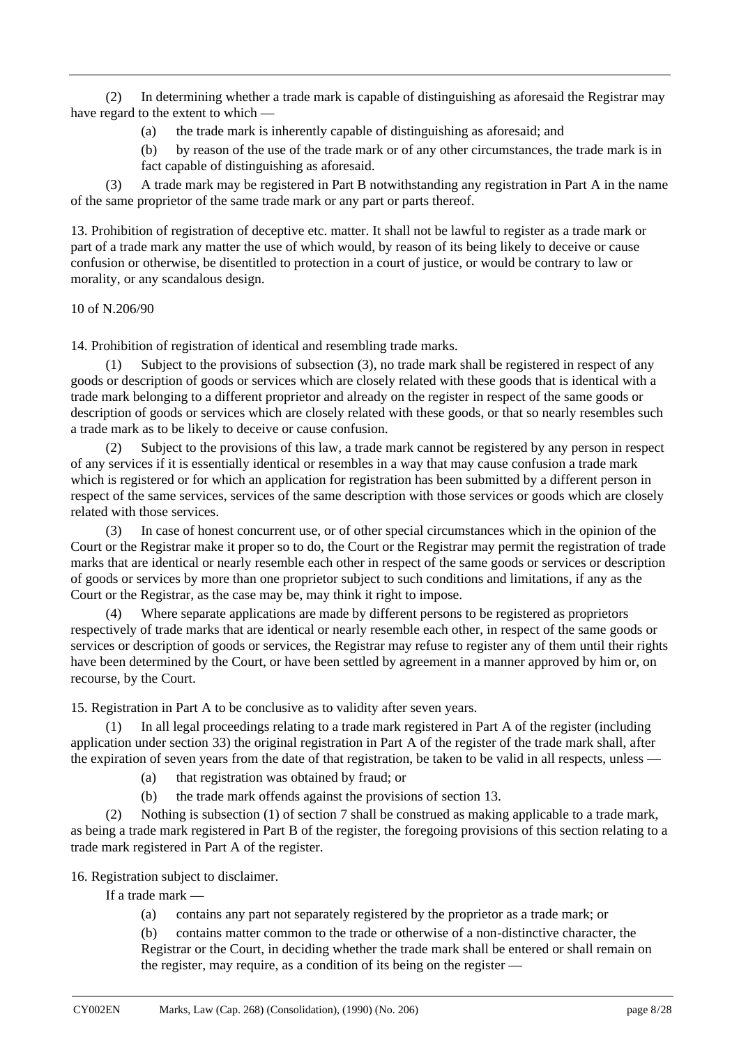(2) In determining whether a trade mark is capable of distinguishing as aforesaid the Registrar may have regard to the extent to which —

(a) the trade mark is inherently capable of distinguishing as aforesaid; and

(b) by reason of the use of the trade mark or of any other circumstances, the trade mark is in fact capable of distinguishing as aforesaid.

(3) A trade mark may be registered in Part B notwithstanding any registration in Part A in the name of the same proprietor of the same trade mark or any part or parts thereof.

13. Prohibition of registration of deceptive etc. matter. It shall not be lawful to register as a trade mark or part of a trade mark any matter the use of which would, by reason of its being likely to deceive or cause confusion or otherwise, be disentitled to protection in a court of justice, or would be contrary to law or morality, or any scandalous design.

10 of N.206/90

14. Prohibition of registration of identical and resembling trade marks.

(1) Subject to the provisions of subsection (3), no trade mark shall be registered in respect of any goods or description of goods or services which are closely related with these goods that is identical with a trade mark belonging to a different proprietor and already on the register in respect of the same goods or description of goods or services which are closely related with these goods, or that so nearly resembles such a trade mark as to be likely to deceive or cause confusion.

(2) Subject to the provisions of this law, a trade mark cannot be registered by any person in respect of any services if it is essentially identical or resembles in a way that may cause confusion a trade mark which is registered or for which an application for registration has been submitted by a different person in respect of the same services, services of the same description with those services or goods which are closely related with those services.

(3) In case of honest concurrent use, or of other special circumstances which in the opinion of the Court or the Registrar make it proper so to do, the Court or the Registrar may permit the registration of trade marks that are identical or nearly resemble each other in respect of the same goods or services or description of goods or services by more than one proprietor subject to such conditions and limitations, if any as the Court or the Registrar, as the case may be, may think it right to impose.

(4) Where separate applications are made by different persons to be registered as proprietors respectively of trade marks that are identical or nearly resemble each other, in respect of the same goods or services or description of goods or services, the Registrar may refuse to register any of them until their rights have been determined by the Court, or have been settled by agreement in a manner approved by him or, on recourse, by the Court.

15. Registration in Part A to be conclusive as to validity after seven years.

(1) In all legal proceedings relating to a trade mark registered in Part A of the register (including application under section 33) the original registration in Part A of the register of the trade mark shall, after the expiration of seven years from the date of that registration, be taken to be valid in all respects, unless —

(a) that registration was obtained by fraud; or

(b) the trade mark offends against the provisions of section 13.

(2) Nothing is subsection (1) of section 7 shall be construed as making applicable to a trade mark, as being a trade mark registered in Part B of the register, the foregoing provisions of this section relating to a trade mark registered in Part A of the register.

16. Registration subject to disclaimer.

If a trade mark —

(a) contains any part not separately registered by the proprietor as a trade mark; or

(b) contains matter common to the trade or otherwise of a non-distinctive character, the Registrar or the Court, in deciding whether the trade mark shall be entered or shall remain on the register, may require, as a condition of its being on the register —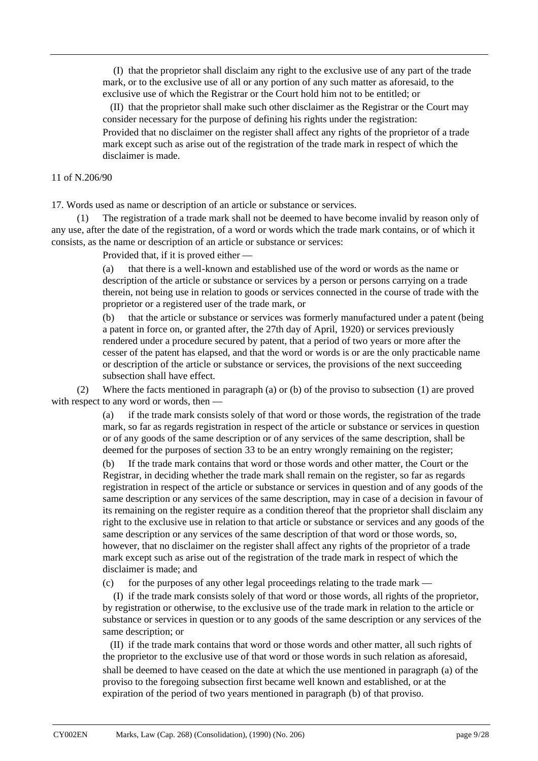(I) that the proprietor shall disclaim any right to the exclusive use of any part of the trade mark, or to the exclusive use of all or any portion of any such matter as aforesaid, to the exclusive use of which the Registrar or the Court hold him not to be entitled; or

(II) that the proprietor shall make such other disclaimer as the Registrar or the Court may consider necessary for the purpose of defining his rights under the registration:

Provided that no disclaimer on the register shall affect any rights of the proprietor of a trade mark except such as arise out of the registration of the trade mark in respect of which the disclaimer is made.

11 of N.206/90

17. Words used as name or description of an article or substance or services.

(1) The registration of a trade mark shall not be deemed to have become invalid by reason only of any use, after the date of the registration, of a word or words which the trade mark contains, or of which it consists, as the name or description of an article or substance or services:

Provided that, if it is proved either —

(a) that there is a well-known and established use of the word or words as the name or description of the article or substance or services by a person or persons carrying on a trade therein, not being use in relation to goods or services connected in the course of trade with the proprietor or a registered user of the trade mark, or

(b) that the article or substance or services was formerly manufactured under a patent (being a patent in force on, or granted after, the 27th day of April, 1920) or services previously rendered under a procedure secured by patent, that a period of two years or more after the cesser of the patent has elapsed, and that the word or words is or are the only practicable name or description of the article or substance or services, the provisions of the next succeeding subsection shall have effect.

(2) Where the facts mentioned in paragraph (a) or (b) of the proviso to subsection (1) are proved with respect to any word or words, then —

(a) if the trade mark consists solely of that word or those words, the registration of the trade mark, so far as regards registration in respect of the article or substance or services in question or of any goods of the same description or of any services of the same description, shall be deemed for the purposes of section 33 to be an entry wrongly remaining on the register;

(b) If the trade mark contains that word or those words and other matter, the Court or the Registrar, in deciding whether the trade mark shall remain on the register, so far as regards registration in respect of the article or substance or services in question and of any goods of the same description or any services of the same description, may in case of a decision in favour of its remaining on the register require as a condition thereof that the proprietor shall disclaim any right to the exclusive use in relation to that article or substance or services and any goods of the same description or any services of the same description of that word or those words, so, however, that no disclaimer on the register shall affect any rights of the proprietor of a trade mark except such as arise out of the registration of the trade mark in respect of which the disclaimer is made; and

(c) for the purposes of any other legal proceedings relating to the trade mark —

(I) if the trade mark consists solely of that word or those words, all rights of the proprietor, by registration or otherwise, to the exclusive use of the trade mark in relation to the article or substance or services in question or to any goods of the same description or any services of the same description; or

(II) if the trade mark contains that word or those words and other matter, all such rights of the proprietor to the exclusive use of that word or those words in such relation as aforesaid,

shall be deemed to have ceased on the date at which the use mentioned in paragraph (a) of the proviso to the foregoing subsection first became well known and established, or at the expiration of the period of two years mentioned in paragraph (b) of that proviso.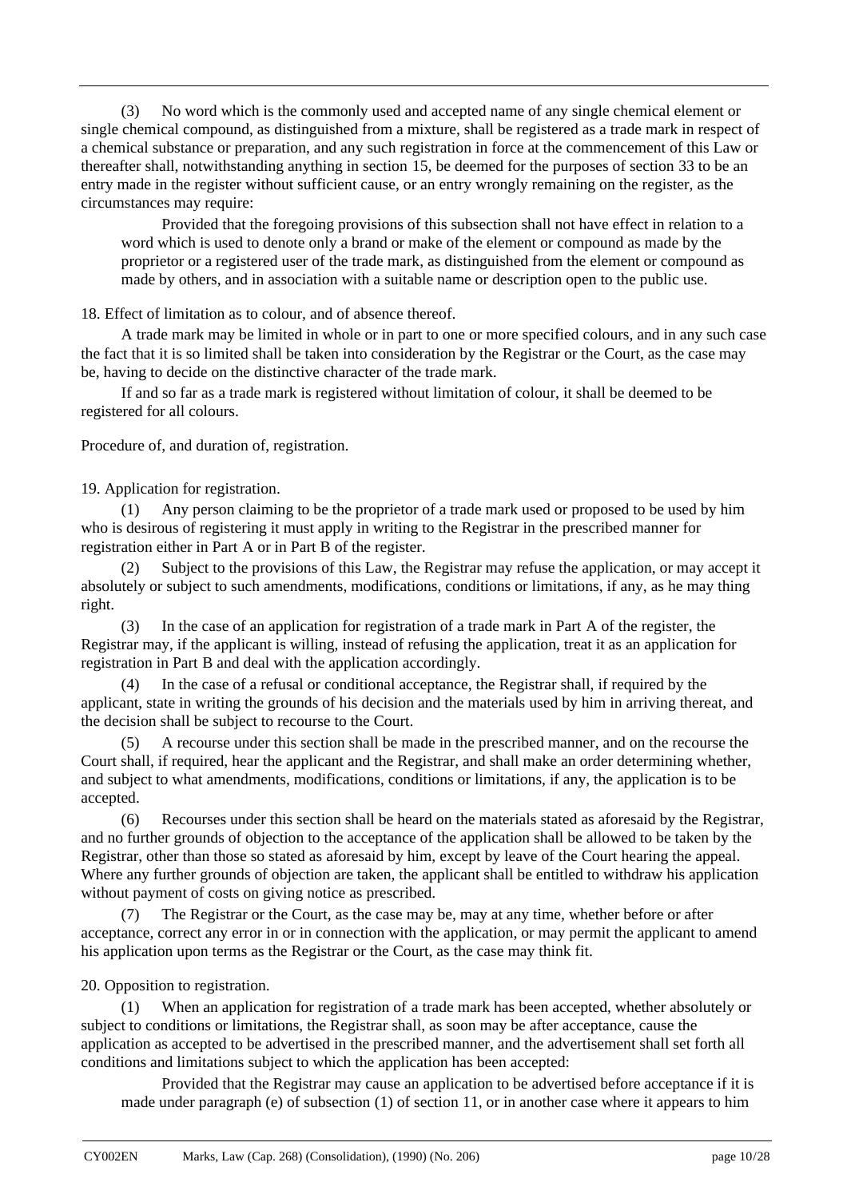(3) No word which is the commonly used and accepted name of any single chemical element or single chemical compound, as distinguished from a mixture, shall be registered as a trade mark in respect of a chemical substance or preparation, and any such registration in force at the commencement of this Law or thereafter shall, notwithstanding anything in section 15, be deemed for the purposes of section 33 to be an entry made in the register without sufficient cause, or an entry wrongly remaining on the register, as the circumstances may require:

Provided that the foregoing provisions of this subsection shall not have effect in relation to a word which is used to denote only a brand or make of the element or compound as made by the proprietor or a registered user of the trade mark, as distinguished from the element or compound as made by others, and in association with a suitable name or description open to the public use.

18. Effect of limitation as to colour, and of absence thereof.

A trade mark may be limited in whole or in part to one or more specified colours, and in any such case the fact that it is so limited shall be taken into consideration by the Registrar or the Court, as the case may be, having to decide on the distinctive character of the trade mark.

If and so far as a trade mark is registered without limitation of colour, it shall be deemed to be registered for all colours.

Procedure of, and duration of, registration.

19. Application for registration.

(1) Any person claiming to be the proprietor of a trade mark used or proposed to be used by him who is desirous of registering it must apply in writing to the Registrar in the prescribed manner for registration either in Part A or in Part B of the register.

(2) Subject to the provisions of this Law, the Registrar may refuse the application, or may accept it absolutely or subject to such amendments, modifications, conditions or limitations, if any, as he may thing right.

(3) In the case of an application for registration of a trade mark in Part A of the register, the Registrar may, if the applicant is willing, instead of refusing the application, treat it as an application for registration in Part B and deal with the application accordingly.

(4) In the case of a refusal or conditional acceptance, the Registrar shall, if required by the applicant, state in writing the grounds of his decision and the materials used by him in arriving thereat, and the decision shall be subject to recourse to the Court.

(5) A recourse under this section shall be made in the prescribed manner, and on the recourse the Court shall, if required, hear the applicant and the Registrar, and shall make an order determining whether, and subject to what amendments, modifications, conditions or limitations, if any, the application is to be accepted.

(6) Recourses under this section shall be heard on the materials stated as aforesaid by the Registrar, and no further grounds of objection to the acceptance of the application shall be allowed to be taken by the Registrar, other than those so stated as aforesaid by him, except by leave of the Court hearing the appeal. Where any further grounds of objection are taken, the applicant shall be entitled to withdraw his application without payment of costs on giving notice as prescribed.

(7) The Registrar or the Court, as the case may be, may at any time, whether before or after acceptance, correct any error in or in connection with the application, or may permit the applicant to amend his application upon terms as the Registrar or the Court, as the case may think fit.

20. Opposition to registration.

(1) When an application for registration of a trade mark has been accepted, whether absolutely or subject to conditions or limitations, the Registrar shall, as soon may be after acceptance, cause the application as accepted to be advertised in the prescribed manner, and the advertisement shall set forth all conditions and limitations subject to which the application has been accepted:

Provided that the Registrar may cause an application to be advertised before acceptance if it is made under paragraph (e) of subsection (1) of section 11, or in another case where it appears to him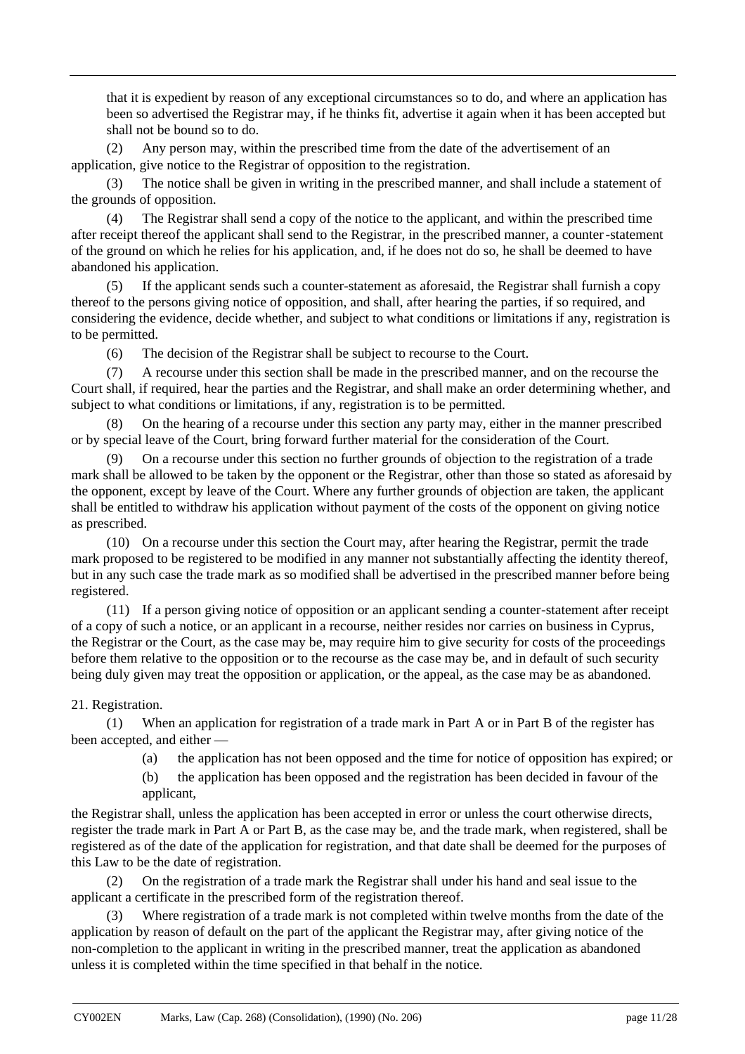that it is expedient by reason of any exceptional circumstances so to do, and where an application has been so advertised the Registrar may, if he thinks fit, advertise it again when it has been accepted but shall not be bound so to do.

(2) Any person may, within the prescribed time from the date of the advertisement of an application, give notice to the Registrar of opposition to the registration.

(3) The notice shall be given in writing in the prescribed manner, and shall include a statement of the grounds of opposition.

(4) The Registrar shall send a copy of the notice to the applicant, and within the prescribed time after receipt thereof the applicant shall send to the Registrar, in the prescribed manner, a counter-statement of the ground on which he relies for his application, and, if he does not do so, he shall be deemed to have abandoned his application.

(5) If the applicant sends such a counter-statement as aforesaid, the Registrar shall furnish a copy thereof to the persons giving notice of opposition, and shall, after hearing the parties, if so required, and considering the evidence, decide whether, and subject to what conditions or limitations if any, registration is to be permitted.

(6) The decision of the Registrar shall be subject to recourse to the Court.

(7) A recourse under this section shall be made in the prescribed manner, and on the recourse the Court shall, if required, hear the parties and the Registrar, and shall make an order determining whether, and subject to what conditions or limitations, if any, registration is to be permitted.

(8) On the hearing of a recourse under this section any party may, either in the manner prescribed or by special leave of the Court, bring forward further material for the consideration of the Court.

(9) On a recourse under this section no further grounds of objection to the registration of a trade mark shall be allowed to be taken by the opponent or the Registrar, other than those so stated as aforesaid by the opponent, except by leave of the Court. Where any further grounds of objection are taken, the applicant shall be entitled to withdraw his application without payment of the costs of the opponent on giving notice as prescribed.

(10) On a recourse under this section the Court may, after hearing the Registrar, permit the trade mark proposed to be registered to be modified in any manner not substantially affecting the identity thereof, but in any such case the trade mark as so modified shall be advertised in the prescribed manner before being registered.

(11) If a person giving notice of opposition or an applicant sending a counter-statement after receipt of a copy of such a notice, or an applicant in a recourse, neither resides nor carries on business in Cyprus, the Registrar or the Court, as the case may be, may require him to give security for costs of the proceedings before them relative to the opposition or to the recourse as the case may be, and in default of such security being duly given may treat the opposition or application, or the appeal, as the case may be as abandoned.

21. Registration.

(1) When an application for registration of a trade mark in Part A or in Part B of the register has been accepted, and either —

(a) the application has not been opposed and the time for notice of opposition has expired; or

(b) the application has been opposed and the registration has been decided in favour of the applicant,

the Registrar shall, unless the application has been accepted in error or unless the court otherwise directs, register the trade mark in Part A or Part B, as the case may be, and the trade mark, when registered, shall be registered as of the date of the application for registration, and that date shall be deemed for the purposes of this Law to be the date of registration.

(2) On the registration of a trade mark the Registrar shall under his hand and seal issue to the applicant a certificate in the prescribed form of the registration thereof.

(3) Where registration of a trade mark is not completed within twelve months from the date of the application by reason of default on the part of the applicant the Registrar may, after giving notice of the non-completion to the applicant in writing in the prescribed manner, treat the application as abandoned unless it is completed within the time specified in that behalf in the notice.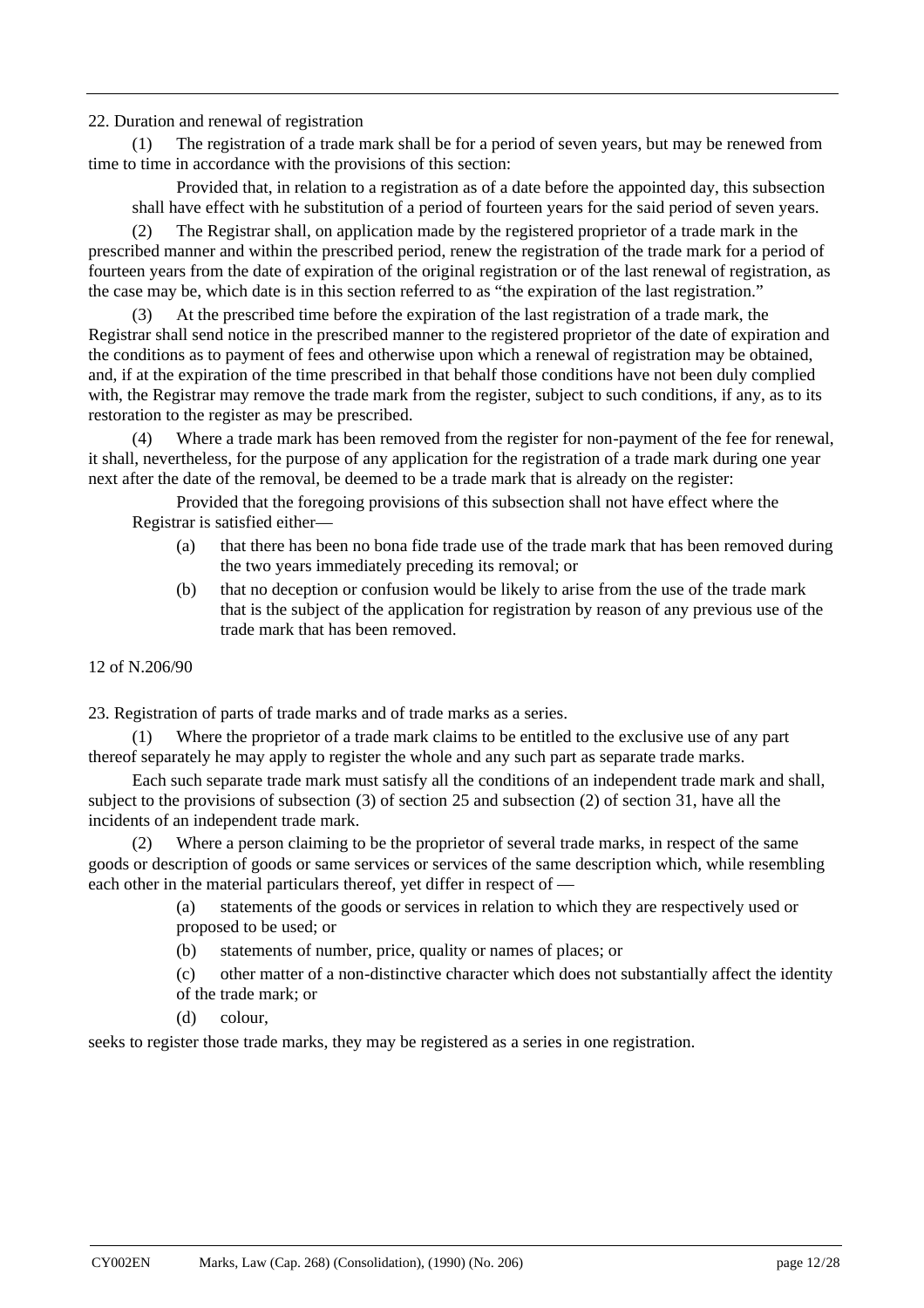22. Duration and renewal of registration

(1) The registration of a trade mark shall be for a period of seven years, but may be renewed from time to time in accordance with the provisions of this section:

Provided that, in relation to a registration as of a date before the appointed day, this subsection shall have effect with he substitution of a period of fourteen years for the said period of seven years.

(2) The Registrar shall, on application made by the registered proprietor of a trade mark in the prescribed manner and within the prescribed period, renew the registration of the trade mark for a period of fourteen years from the date of expiration of the original registration or of the last renewal of registration, as the case may be, which date is in this section referred to as "the expiration of the last registration."

(3) At the prescribed time before the expiration of the last registration of a trade mark, the Registrar shall send notice in the prescribed manner to the registered proprietor of the date of expiration and the conditions as to payment of fees and otherwise upon which a renewal of registration may be obtained, and, if at the expiration of the time prescribed in that behalf those conditions have not been duly complied with, the Registrar may remove the trade mark from the register, subject to such conditions, if any, as to its restoration to the register as may be prescribed.

(4) Where a trade mark has been removed from the register for non-payment of the fee for renewal, it shall, nevertheless, for the purpose of any application for the registration of a trade mark during one year next after the date of the removal, be deemed to be a trade mark that is already on the register:

Provided that the foregoing provisions of this subsection shall not have effect where the Registrar is satisfied either—

(a) that there has been no bona fide trade use of the trade mark that has been removed during the two years immediately preceding its removal; or

(b) that no deception or confusion would be likely to arise from the use of the trade mark that is the subject of the application for registration by reason of any previous use of the trade mark that has been removed.

12 of N.206/90

23. Registration of parts of trade marks and of trade marks as a series.

(1) Where the proprietor of a trade mark claims to be entitled to the exclusive use of any part thereof separately he may apply to register the whole and any such part as separate trade marks.

Each such separate trade mark must satisfy all the conditions of an independent trade mark and shall, subject to the provisions of subsection (3) of section 25 and subsection (2) of section 31, have all the incidents of an independent trade mark.

(2) Where a person claiming to be the proprietor of several trade marks, in respect of the same goods or description of goods or same services or services of the same description which, while resembling each other in the material particulars thereof, yet differ in respect of —

(a) statements of the goods or services in relation to which they are respectively used or proposed to be used; or

(b) statements of number, price, quality or names of places; or

(c) other matter of a non-distinctive character which does not substantially affect the identity of the trade mark; or

(d) colour,

seeks to register those trade marks, they may be registered as a series in one registration.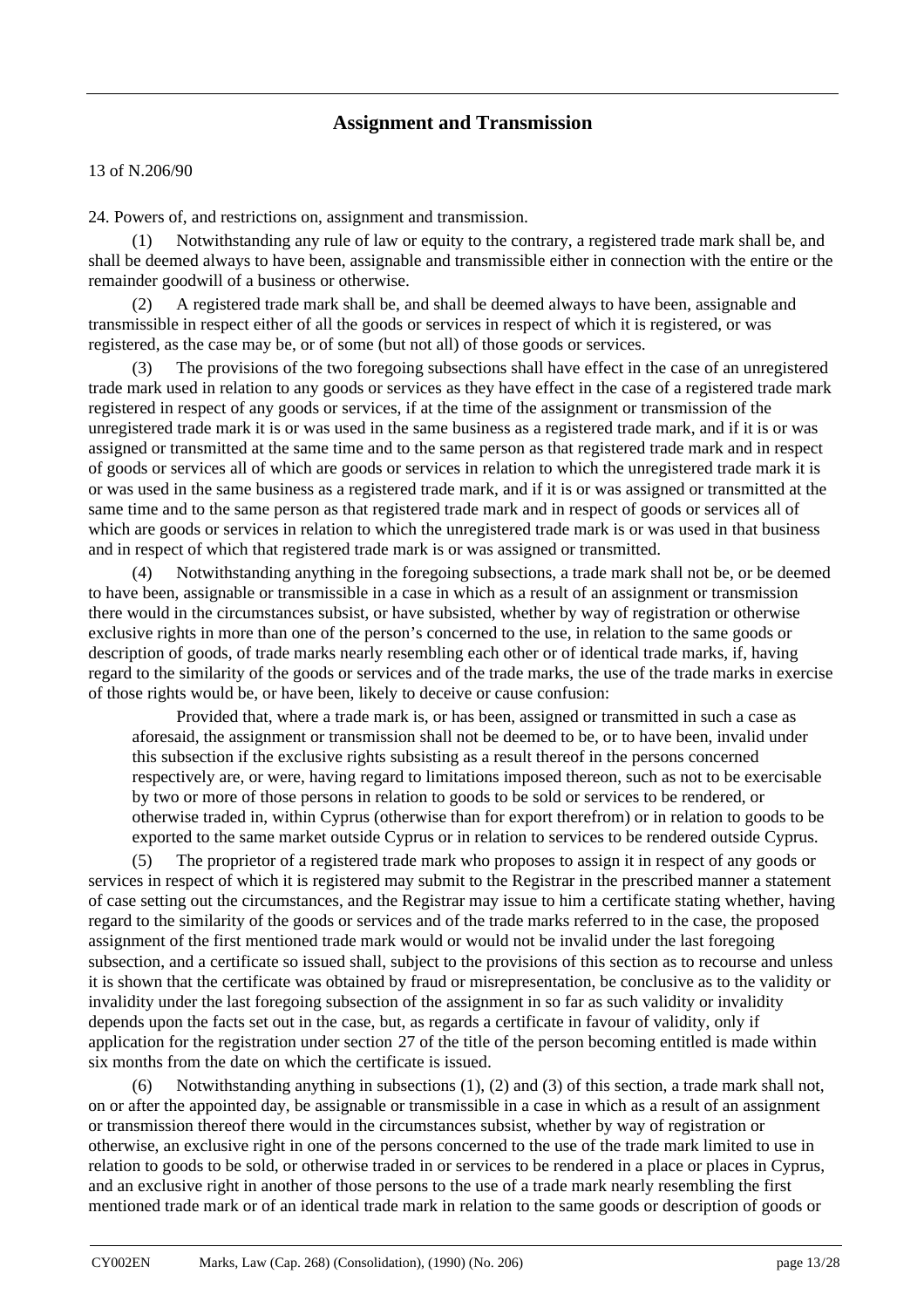## Assignment and Transmission

13 of N.206/90

24. Powers of, and restrictions on, assignment and transmission.

(1) Notwithstanding any rule of law or equity to the contrary, a registered trade mark shall be, and shall be deemed always to have been, assignable and transmissible either in connection with the entire or the remainder goodwill of a business or otherwise.

(2) A registered trade mark shall be, and shall be deemed always to have been, assignable and transmissible in respect either of all the goods or services in respect of which it is registered, or was registered, as the case may be, or of some (but not all) of those goods or services.

(3) The provisions of the two foregoing subsections shall have effect in the case of an unregistered trade mark used in relation to any goods or services as they have effect in the case of a registered trade mark registered in respect of any goods or services, if at the time of the assignment or transmission of the unregistered trade mark it is or was used in the same business as a registered trade mark, and if it is or was assigned or transmitted at the same time and to the same person as that registered trade mark and in respect of goods or services all of which are goods or services in relation to which the unregistered trade mark it is or was used in the same business as a registered trade mark, and if it is or was assigned or transmitted at the same time and to the same person as that registered trade mark and in respect of goods or services all of which are goods or services in relation to which the unregistered trade mark is or was used in that business and in respect of which that registered trade mark is or was assigned or transmitted.

(4) Notwithstanding anything in the foregoing subsections, a trade mark shall not be, or be deemed to have been, assignable or transmissible in a case in which as a result of an assignment or transmission there would in the circumstances subsist, or have subsisted, whether by way of registration or otherwise exclusive rights in more than one of the person's concerned to the use, in relation to the same goods or description of goods, of trade marks nearly resembling each other or of identical trade marks, if, having regard to the similarity of the goods or services and of the trade marks, the use of the trade marks in exercise of those rights would be, or have been, likely to deceive or cause confusion:

> Provided that, where a trade mark is, or has been, assigned or transmitted in such a case as aforesaid, the assignment or transmission shall not be deemed to be, or to have been, invalid under this subsection if the exclusive rights subsisting as a result thereof in the persons concerned respectively are, or were, having regard to limitations imposed thereon, such as not to be exercisable by two or more of those persons in relation to goods to be sold or services to be rendered, or otherwise traded in, within Cyprus (otherwise than for export therefrom) or in relation to goods to be exported to the same market outside Cyprus or in relation to services to be rendered outside Cyprus.

(5) The proprietor of a registered trade mark who proposes to assign it in respect of any goods or services in respect of which it is registered may submit to the Registrar in the prescribed manner a statement of case setting out the circumstances, and the Registrar may issue to him a certificate stating whether, having regard to the similarity of the goods or services and of the trade marks referred to in the case, the proposed assignment of the first mentioned trade mark would or would not be invalid under the last foregoing subsection, and a certificate so issued shall, subject to the provisions of this section as to recourse and unless it is shown that the certificate was obtained by fraud or misrepresentation, be conclusive as to the validity or invalidity under the last foregoing subsection of the assignment in so far as such validity or invalidity depends upon the facts set out in the case, but, as regards a certificate in favour of validity, only if application for the registration under section 27 of the title of the person becoming entitled is made within six months from the date on which the certificate is issued.

(6) Notwithstanding anything in subsections (1), (2) and (3) of this section, a trade mark shall not, on or after the appointed day, be assignable or transmissible in a case in which as a result of an assignment or transmission thereof there would in the circumstances subsist, whether by way of registration or otherwise, an exclusive right in one of the persons concerned to the use of the trade mark limited to use in relation to goods to be sold, or otherwise traded in or services to be rendered in a place or places in Cyprus, and an exclusive right in another of those persons to the use of a trade mark nearly resembling the first mentioned trade mark or of an identical trade mark in relation to the same goods or description of goods or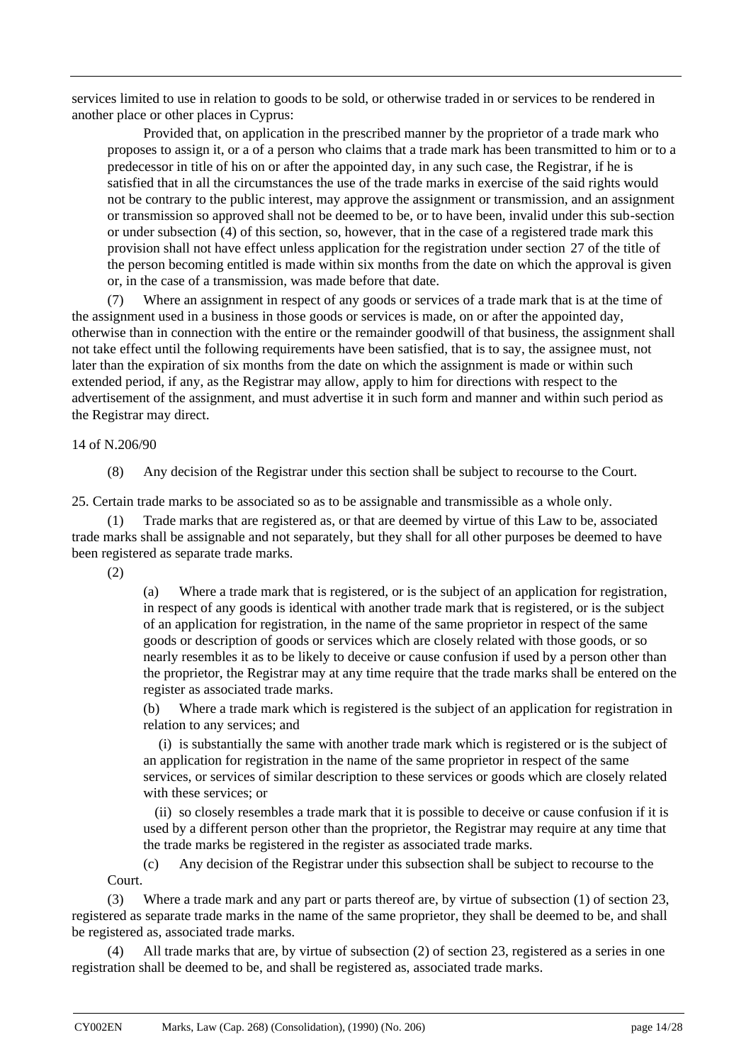services limited to use in relation to goods to be sold, or otherwise traded in or services to be rendered in another place or other places in Cyprus:

Provided that, on application in the prescribed manner by the proprietor of a trade mark who proposes to assign it, or a of a person who claims that a trade mark has been transmitted to him or to a predecessor in title of his on or after the appointed day, in any such case, the Registrar, if he is satisfied that in all the circumstances the use of the trade marks in exercise of the said rights would not be contrary to the public interest, may approve the assignment or transmission, and an assignment or transmission so approved shall not be deemed to be, or to have been, invalid under this sub-section or under subsection (4) of this section, so, however, that in the case of a registered trade mark this provision shall not have effect unless application for the registration under section 27 of the title of the person becoming entitled is made within six months from the date on which the approval is given or, in the case of a transmission, was made before that date.

(7) Where an assignment in respect of any goods or services of a trade mark that is at the time of the assignment used in a business in those goods or services is made, on or after the appointed day, otherwise than in connection with the entire or the remainder goodwill of that business, the assignment shall not take effect until the following requirements have been satisfied, that is to say, the assignee must, not later than the expiration of six months from the date on which the assignment is made or within such extended period, if any, as the Registrar may allow, apply to him for directions with respect to the advertisement of the assignment, and must advertise it in such form and manner and within such period as the Registrar may direct.

14 of N.206/90

(8) Any decision of the Registrar under this section shall be subject to recourse to the Court.

25. Certain trade marks to be associated so as to be assignable and transmissible as a whole only.

(1) Trade marks that are registered as, or that are deemed by virtue of this Law to be, associated trade marks shall be assignable and not separately, but they shall for all other purposes be deemed to have been registered as separate trade marks.

(2)

(a) Where a trade mark that is registered, or is the subject of an application for registration, in respect of any goods is identical with another trade mark that is registered, or is the subject of an application for registration, in the name of the same proprietor in respect of the same goods or description of goods or services which are closely related with those goods, or so nearly resembles it as to be likely to deceive or cause confusion if used by a person other than the proprietor, the Registrar may at any time require that the trade marks shall be entered on the register as associated trade marks.

(b) Where a trade mark which is registered is the subject of an application for registration in relation to any services; and

(i) is substantially the same with another trade mark which is registered or is the subject of an application for registration in the name of the same proprietor in respect of the same services, or services of similar description to these services or goods which are closely related with these services; or

(ii) so closely resembles a trade mark that it is possible to deceive or cause confusion if it is used by a different person other than the proprietor, the Registrar may require at any time that the trade marks be registered in the register as associated trade marks.

(c) Any decision of the Registrar under this subsection shall be subject to recourse to the Court.

(3) Where a trade mark and any part or parts thereof are, by virtue of subsection (1) of section 23, registered as separate trade marks in the name of the same proprietor, they shall be deemed to be, and shall be registered as, associated trade marks.

(4) All trade marks that are, by virtue of subsection (2) of section 23, registered as a series in one registration shall be deemed to be, and shall be registered as, associated trade marks.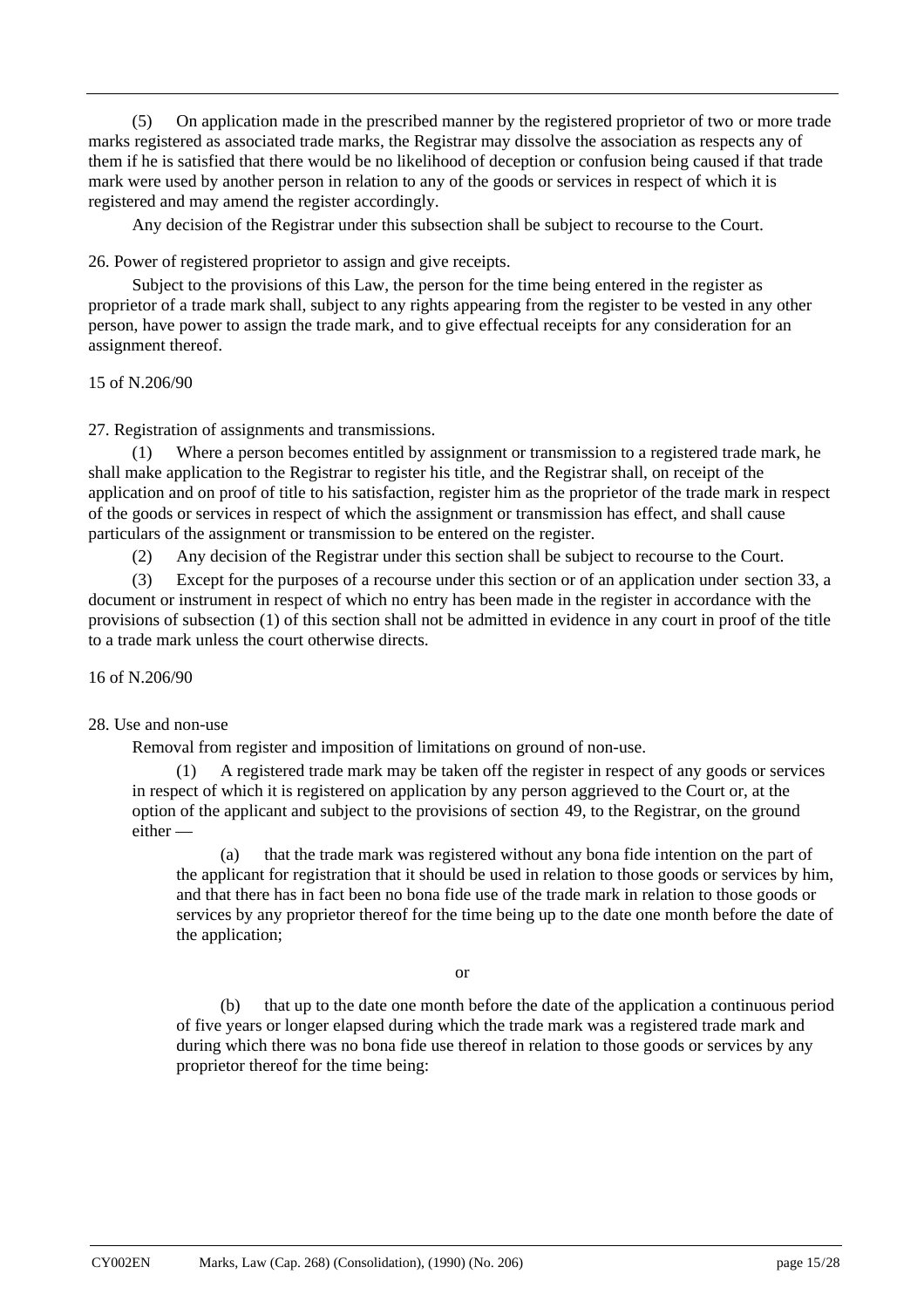(5) On application made in the prescribed manner by the registered proprietor of two or more trade marks registered as associated trade marks, the Registrar may dissolve the association as respects any of them if he is satisfied that there would be no likelihood of deception or confusion being caused if that trade mark were used by another person in relation to any of the goods or services in respect of which it is registered and may amend the register accordingly.

Any decision of the Registrar under this subsection shall be subject to recourse to the Court.

26. Power of registered proprietor to assign and give receipts.

Subject to the provisions of this Law, the person for the time being entered in the register as proprietor of a trade mark shall, subject to any rights appearing from the register to be vested in any other person, have power to assign the trade mark, and to give effectual receipts for any consideration for an assignment thereof.

15 of N.206/90

27. Registration of assignments and transmissions.

(1) Where a person becomes entitled by assignment or transmission to a registered trade mark, he shall make application to the Registrar to register his title, and the Registrar shall, on receipt of the application and on proof of title to his satisfaction, register him as the proprietor of the trade mark in respect of the goods or services in respect of which the assignment or transmission has effect, and shall cause particulars of the assignment or transmission to be entered on the register.

(2) Any decision of the Registrar under this section shall be subject to recourse to the Court.

(3) Except for the purposes of a recourse under this section or of an application under section 33, a document or instrument in respect of which no entry has been made in the register in accordance with the provisions of subsection (1) of this section shall not be admitted in evidence in any court in proof of the title to a trade mark unless the court otherwise directs.

16 of N.206/90

28. Use and non-use

Removal from register and imposition of limitations on ground of non-use.

(1) A registered trade mark may be taken off the register in respect of any goods or services in respect of which it is registered on application by any person aggrieved to the Court or, at the option of the applicant and subject to the provisions of section 49, to the Registrar, on the ground either —

(a) that the trade mark was registered without any bona fide intention on the part of the applicant for registration that it should be used in relation to those goods or services by him, and that there has in fact been no bona fide use of the trade mark in relation to those goods or services by any proprietor thereof for the time being up to the date one month before the date of the application;

or

(b) that up to the date one month before the date of the application a continuous period of five years or longer elapsed during which the trade mark was a registered trade mark and during which there was no bona fide use thereof in relation to those goods or services by any proprietor thereof for the time being: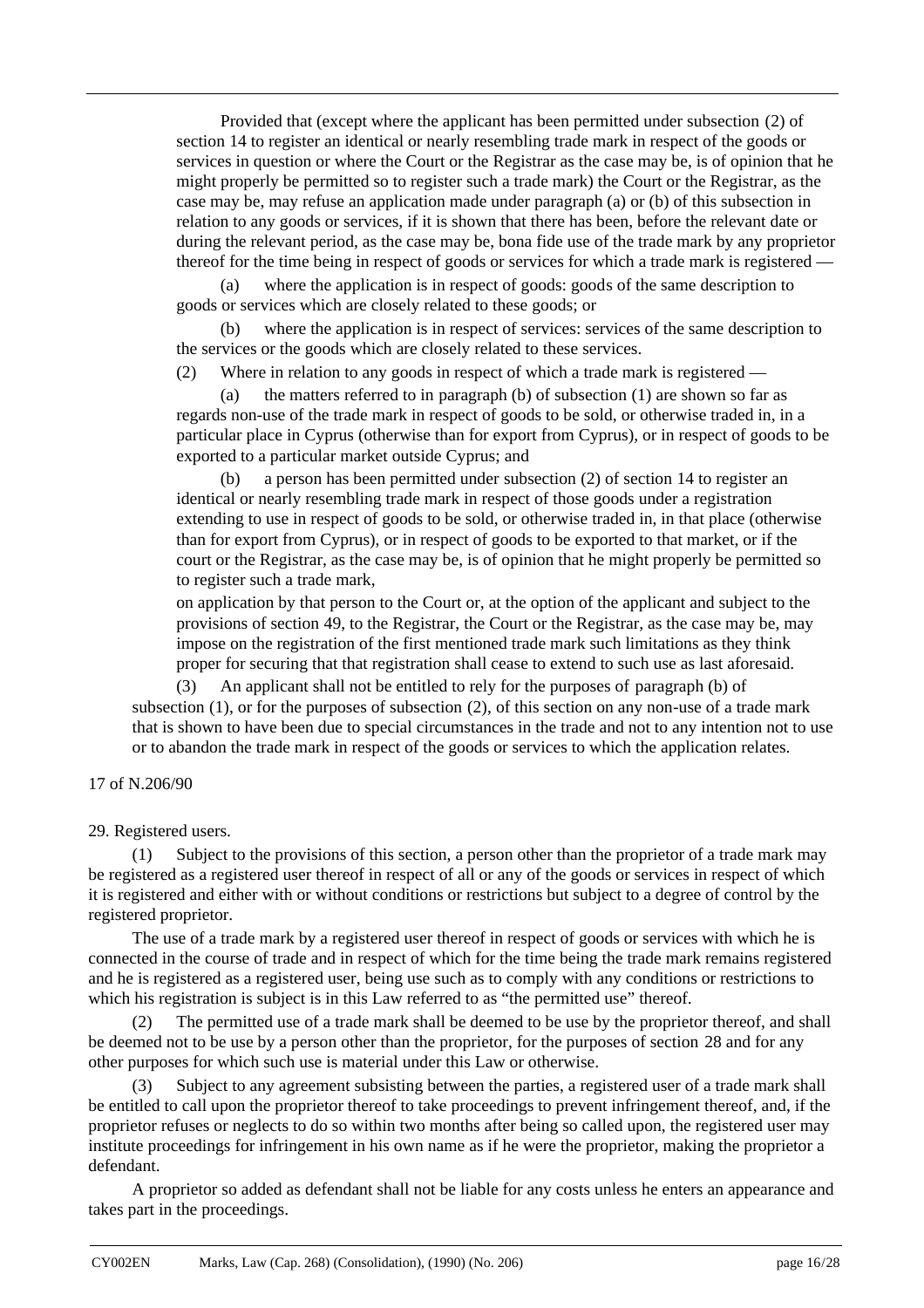Provided that (except where the applicant has been permitted under subsection (2) of section 14 to register an identical or nearly resembling trade mark in respect of the goods or services in question or where the Court or the Registrar as the case may be, is of opinion that he might properly be permitted so to register such a trade mark) the Court or the Registrar, as the case may be, may refuse an application made under paragraph (a) or (b) of this subsection in relation to any goods or services, if it is shown that there has been, before the relevant date or during the relevant period, as the case may be, bona fide use of the trade mark by any proprietor thereof for the time being in respect of goods or services for which a trade mark is registered —

(a) where the application is in respect of goods: goods of the same description to goods or services which are closely related to these goods; or

(b) where the application is in respect of services: services of the same description to the services or the goods which are closely related to these services.

(2) Where in relation to any goods in respect of which a trade mark is registered —

(a) the matters referred to in paragraph (b) of subsection (1) are shown so far as regards non-use of the trade mark in respect of goods to be sold, or otherwise traded in, in a particular place in Cyprus (otherwise than for export from Cyprus), or in respect of goods to be exported to a particular market outside Cyprus; and

(b) a person has been permitted under subsection (2) of section 14 to register an identical or nearly resembling trade mark in respect of those goods under a registration extending to use in respect of goods to be sold, or otherwise traded in, in that place (otherwise than for export from Cyprus), or in respect of goods to be exported to that market, or if the court or the Registrar, as the case may be, is of opinion that he might properly be permitted so to register such a trade mark,

on application by that person to the Court or, at the option of the applicant and subject to the provisions of section 49, to the Registrar, the Court or the Registrar, as the case may be, may impose on the registration of the first mentioned trade mark such limitations as they think proper for securing that that registration shall cease to extend to such use as last aforesaid.

(3) An applicant shall not be entitled to rely for the purposes of paragraph (b) of subsection (1), or for the purposes of subsection (2), of this section on any non-use of a trade mark that is shown to have been due to special circumstances in the trade and not to any intention not to use or to abandon the trade mark in respect of the goods or services to which the application relates.

17 of N.206/90

29. Registered users.

(1) Subject to the provisions of this section, a person other than the proprietor of a trade mark may be registered as a registered user thereof in respect of all or any of the goods or services in respect of which it is registered and either with or without conditions or restrictions but subject to a degree of control by the registered proprietor.

The use of a trade mark by a registered user thereof in respect of goods or services with which he is connected in the course of trade and in respect of which for the time being the trade mark remains registered and he is registered as a registered user, being use such as to comply with any conditions or restrictions to which his registration is subject is in this Law referred to as "the permitted use" thereof.

(2) The permitted use of a trade mark shall be deemed to be use by the proprietor thereof, and shall be deemed not to be use by a person other than the proprietor, for the purposes of section 28 and for any other purposes for which such use is material under this Law or otherwise.

(3) Subject to any agreement subsisting between the parties, a registered user of a trade mark shall be entitled to call upon the proprietor thereof to take proceedings to prevent infringement thereof, and, if the proprietor refuses or neglects to do so within two months after being so called upon, the registered user may institute proceedings for infringement in his own name as if he were the proprietor, making the proprietor a defendant.

A proprietor so added as defendant shall not be liable for any costs unless he enters an appearance and takes part in the proceedings.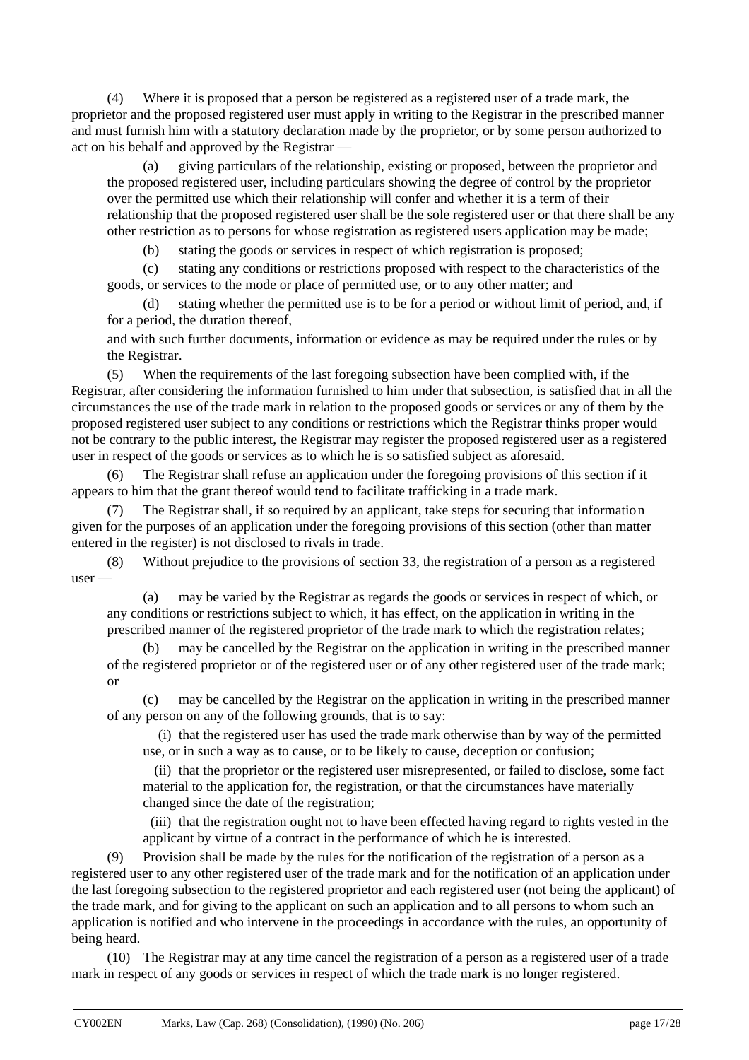(4) Where it is proposed that a person be registered as a registered user of a trade mark, the proprietor and the proposed registered user must apply in writing to the Registrar in the prescribed manner and must furnish him with a statutory declaration made by the proprietor, or by some person authorized to act on his behalf and approved by the Registrar —

(a) giving particulars of the relationship, existing or proposed, between the proprietor and the proposed registered user, including particulars showing the degree of control by the proprietor over the permitted use which their relationship will confer and whether it is a term of their relationship that the proposed registered user shall be the sole registered user or that there shall be any other restriction as to persons for whose registration as registered users application may be made;

(b) stating the goods or services in respect of which registration is proposed;

(c) stating any conditions or restrictions proposed with respect to the characteristics of the goods, or services to the mode or place of permitted use, or to any other matter; and

(d) stating whether the permitted use is to be for a period or without limit of period, and, if for a period, the duration thereof,

and with such further documents, information or evidence as may be required under the rules or by the Registrar.

(5) When the requirements of the last foregoing subsection have been complied with, if the Registrar, after considering the information furnished to him under that subsection, is satisfied that in all the circumstances the use of the trade mark in relation to the proposed goods or services or any of them by the proposed registered user subject to any conditions or restrictions which the Registrar thinks proper would not be contrary to the public interest, the Registrar may register the proposed registered user as a registered user in respect of the goods or services as to which he is so satisfied subject as aforesaid.

(6) The Registrar shall refuse an application under the foregoing provisions of this section if it appears to him that the grant thereof would tend to facilitate trafficking in a trade mark.

(7) The Registrar shall, if so required by an applicant, take steps for securing that information given for the purposes of an application under the foregoing provisions of this section (other than matter entered in the register) is not disclosed to rivals in trade.

(8) Without prejudice to the provisions of section 33, the registration of a person as a registered user —

(a) may be varied by the Registrar as regards the goods or services in respect of which, or any conditions or restrictions subject to which, it has effect, on the application in writing in the prescribed manner of the registered proprietor of the trade mark to which the registration relates;

(b) may be cancelled by the Registrar on the application in writing in the prescribed manner of the registered proprietor or of the registered user or of any other registered user of the trade mark; or

(c) may be cancelled by the Registrar on the application in writing in the prescribed manner of any person on any of the following grounds, that is to say:

(i) that the registered user has used the trade mark otherwise than by way of the permitted use, or in such a way as to cause, or to be likely to cause, deception or confusion;

(ii) that the proprietor or the registered user misrepresented, or failed to disclose, some fact material to the application for, the registration, or that the circumstances have materially changed since the date of the registration;

(iii) that the registration ought not to have been effected having regard to rights vested in the applicant by virtue of a contract in the performance of which he is interested.

(9) Provision shall be made by the rules for the notification of the registration of a person as a registered user to any other registered user of the trade mark and for the notification of an application under the last foregoing subsection to the registered proprietor and each registered user (not being the applicant) of the trade mark, and for giving to the applicant on such an application and to all persons to whom such an application is notified and who intervene in the proceedings in accordance with the rules, an opportunity of being heard.

(10) The Registrar may at any time cancel the registration of a person as a registered user of a trade mark in respect of any goods or services in respect of which the trade mark is no longer registered.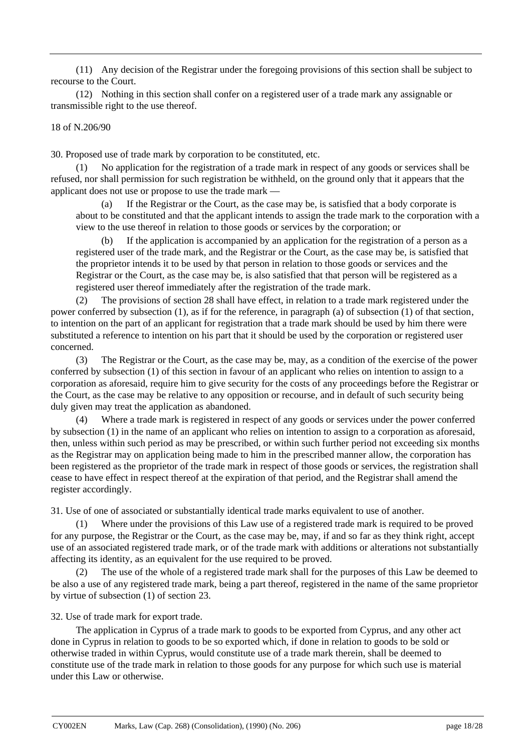(11) Any decision of the Registrar under the foregoing provisions of this section shall be subject to recourse to the Court.

(12) Nothing in this section shall confer on a registered user of a trade mark any assignable or transmissible right to the use thereof.

18 of N.206/90

30. Proposed use of trade mark by corporation to be constituted, etc.

(1) No application for the registration of a trade mark in respect of any goods or services shall be refused, nor shall permission for such registration be withheld, on the ground only that it appears that the applicant does not use or propose to use the trade mark —

(a) If the Registrar or the Court, as the case may be, is satisfied that a body corporate is about to be constituted and that the applicant intends to assign the trade mark to the corporation with a view to the use thereof in relation to those goods or services by the corporation; or

(b) If the application is accompanied by an application for the registration of a person as a registered user of the trade mark, and the Registrar or the Court, as the case may be, is satisfied that the proprietor intends it to be used by that person in relation to those goods or services and the Registrar or the Court, as the case may be, is also satisfied that that person will be registered as a registered user thereof immediately after the registration of the trade mark.

(2) The provisions of section 28 shall have effect, in relation to a trade mark registered under the power conferred by subsection (1), as if for the reference, in paragraph (a) of subsection (1) of that section, to intention on the part of an applicant for registration that a trade mark should be used by him there were substituted a reference to intention on his part that it should be used by the corporation or registered user concerned.

(3) The Registrar or the Court, as the case may be, may, as a condition of the exercise of the power conferred by subsection (1) of this section in favour of an applicant who relies on intention to assign to a corporation as aforesaid, require him to give security for the costs of any proceedings before the Registrar or the Court, as the case may be relative to any opposition or recourse, and in default of such security being duly given may treat the application as abandoned.

(4) Where a trade mark is registered in respect of any goods or services under the power conferred by subsection (1) in the name of an applicant who relies on intention to assign to a corporation as aforesaid, then, unless within such period as may be prescribed, or within such further period not exceeding six months as the Registrar may on application being made to him in the prescribed manner allow, the corporation has been registered as the proprietor of the trade mark in respect of those goods or services, the registration shall cease to have effect in respect thereof at the expiration of that period, and the Registrar shall amend the register accordingly.

31. Use of one of associated or substantially identical trade marks equivalent to use of another.

(1) Where under the provisions of this Law use of a registered trade mark is required to be proved for any purpose, the Registrar or the Court, as the case may be, may, if and so far as they think right, accept use of an associated registered trade mark, or of the trade mark with additions or alterations not substantially affecting its identity, as an equivalent for the use required to be proved.

(2) The use of the whole of a registered trade mark shall for the purposes of this Law be deemed to be also a use of any registered trade mark, being a part thereof, registered in the name of the same proprietor by virtue of subsection (1) of section 23.

32. Use of trade mark for export trade.

The application in Cyprus of a trade mark to goods to be exported from Cyprus, and any other act done in Cyprus in relation to goods to be so exported which, if done in relation to goods to be sold or otherwise traded in within Cyprus, would constitute use of a trade mark therein, shall be deemed to constitute use of the trade mark in relation to those goods for any purpose for which such use is material under this Law or otherwise.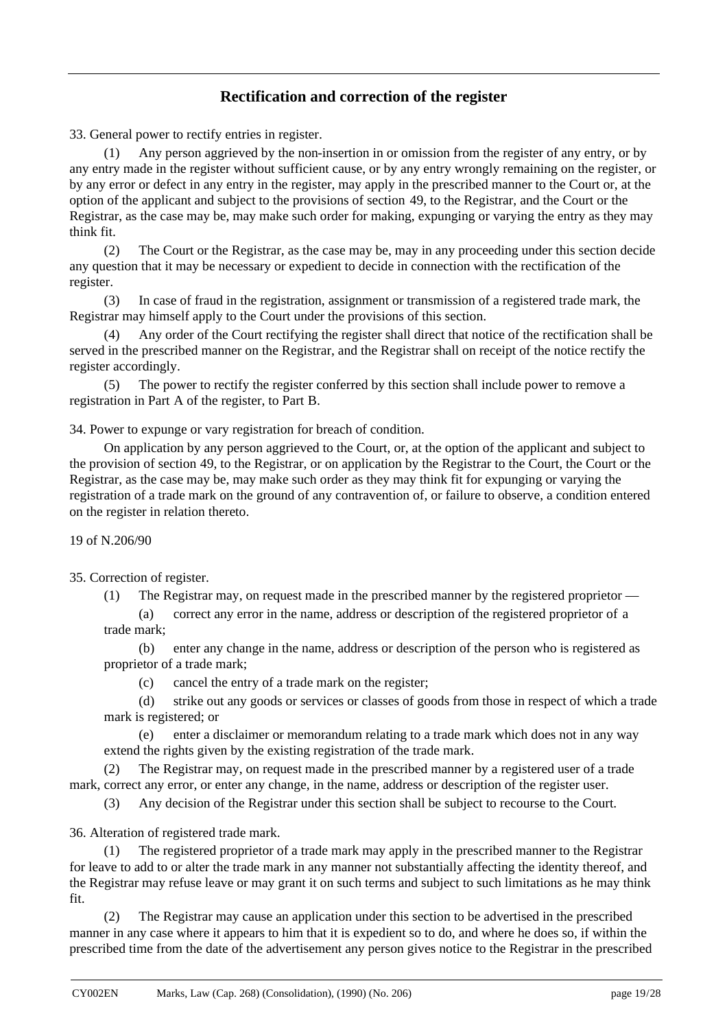## Rectification and correction of the register

33. General power to rectify entries in register.

(1) Any person aggrieved by the non-insertion in or omission from the register of any entry, or by any entry made in the register without sufficient cause, or by any entry wrongly remaining on the register, or by any error or defect in any entry in the register, may apply in the prescribed manner to the Court or, at the option of the applicant and subject to the provisions of section 49, to the Registrar, and the Court or the Registrar, as the case may be, may make such order for making, expunging or varying the entry as they may think fit.

(2) The Court or the Registrar, as the case may be, may in any proceeding under this section decide any question that it may be necessary or expedient to decide in connection with the rectification of the register.

(3) In case of fraud in the registration, assignment or transmission of a registered trade mark, the Registrar may himself apply to the Court under the provisions of this section.

(4) Any order of the Court rectifying the register shall direct that notice of the rectification shall be served in the prescribed manner on the Registrar, and the Registrar shall on receipt of the notice rectify the register accordingly.

(5) The power to rectify the register conferred by this section shall include power to remove a registration in Part A of the register, to Part B.

34. Power to expunge or vary registration for breach of condition.

On application by any person aggrieved to the Court, or, at the option of the applicant and subject to the provision of section 49, to the Registrar, or on application by the Registrar to the Court, the Court or the Registrar, as the case may be, may make such order as they may think fit for expunging or varying the registration of a trade mark on the ground of any contravention of, or failure to observe, a condition entered on the register in relation thereto.

19 of N.206/90

35. Correction of register.

(1) The Registrar may, on request made in the prescribed manner by the registered proprietor —

(a) correct any error in the name, address or description of the registered proprietor of a trade mark;

(b) enter any change in the name, address or description of the person who is registered as proprietor of a trade mark;

(c) cancel the entry of a trade mark on the register;

(d) strike out any goods or services or classes of goods from those in respect of which a trade mark is registered; or

(e) enter a disclaimer or memorandum relating to a trade mark which does not in any way extend the rights given by the existing registration of the trade mark.

(2) The Registrar may, on request made in the prescribed manner by a registered user of a trade mark, correct any error, or enter any change, in the name, address or description of the register user.

(3) Any decision of the Registrar under this section shall be subject to recourse to the Court.

36. Alteration of registered trade mark.

(1) The registered proprietor of a trade mark may apply in the prescribed manner to the Registrar for leave to add to or alter the trade mark in any manner not substantially affecting the identity thereof, and the Registrar may refuse leave or may grant it on such terms and subject to such limitations as he may think fit.

(2) The Registrar may cause an application under this section to be advertised in the prescribed manner in any case where it appears to him that it is expedient so to do, and where he does so, if within the prescribed time from the date of the advertisement any person gives notice to the Registrar in the prescribed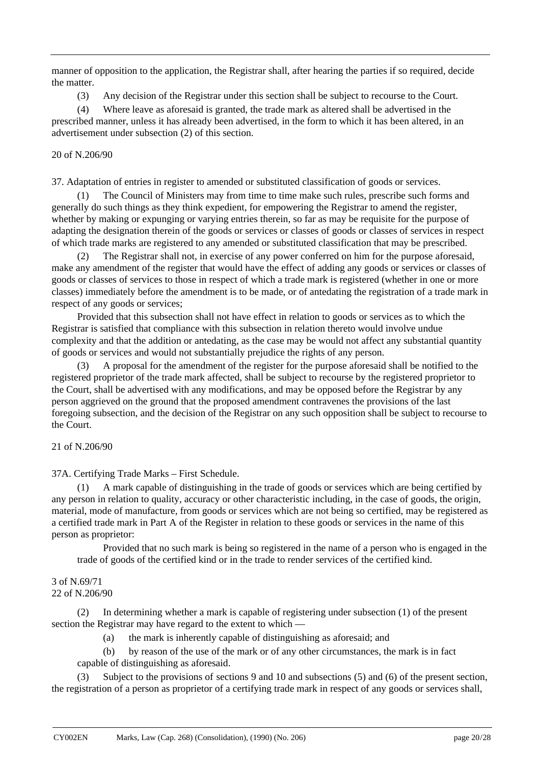manner of opposition to the application, the Registrar shall, after hearing the parties if so required, decide the matter.

(3) Any decision of the Registrar under this section shall be subject to recourse to the Court.

(4) Where leave as aforesaid is granted, the trade mark as altered shall be advertised in the prescribed manner, unless it has already been advertised, in the form to which it has been altered, in an advertisement under subsection (2) of this section.

20 of N.206/90

37. Adaptation of entries in register to amended or substituted classification of goods or services.

(1) The Council of Ministers may from time to time make such rules, prescribe such forms and generally do such things as they think expedient, for empowering the Registrar to amend the register, whether by making or expunging or varying entries therein, so far as may be requisite for the purpose of adapting the designation therein of the goods or services or classes of goods or classes of services in respect of which trade marks are registered to any amended or substituted classification that may be prescribed.

(2) The Registrar shall not, in exercise of any power conferred on him for the purpose aforesaid, make any amendment of the register that would have the effect of adding any goods or services or classes of goods or classes of services to those in respect of which a trade mark is registered (whether in one or more classes) immediately before the amendment is to be made, or of antedating the registration of a trade mark in respect of any goods or services;

Provided that this subsection shall not have effect in relation to goods or services as to which the Registrar is satisfied that compliance with this subsection in relation thereto would involve undue complexity and that the addition or antedating, as the case may be would not affect any substantial quantity of goods or services and would not substantially prejudice the rights of any person.

(3) A proposal for the amendment of the register for the purpose aforesaid shall be notified to the registered proprietor of the trade mark affected, shall be subject to recourse by the registered proprietor to the Court, shall be advertised with any modifications, and may be opposed before the Registrar by any person aggrieved on the ground that the proposed amendment contravenes the provisions of the last foregoing subsection, and the decision of the Registrar on any such opposition shall be subject to recourse to the Court.

21 of N.206/90

37A. Certifying Trade Marks – First Schedule.

(1) A mark capable of distinguishing in the trade of goods or services which are being certified by any person in relation to quality, accuracy or other characteristic including, in the case of goods, the origin, material, mode of manufacture, from goods or services which are not being so certified, may be registered as a certified trade mark in Part A of the Register in relation to these goods or services in the name of this person as proprietor:

Provided that no such mark is being so registered in the name of a person who is engaged in the trade of goods of the certified kind or in the trade to render services of the certified kind.

3 of N.69/71
22 of N.206/90

(2) In determining whether a mark is capable of registering under subsection (1) of the present section the Registrar may have regard to the extent to which —

(a) the mark is inherently capable of distinguishing as aforesaid; and

(b) by reason of the use of the mark or of any other circumstances, the mark is in fact capable of distinguishing as aforesaid.

(3) Subject to the provisions of sections 9 and 10 and subsections (5) and (6) of the present section, the registration of a person as proprietor of a certifying trade mark in respect of any goods or services shall,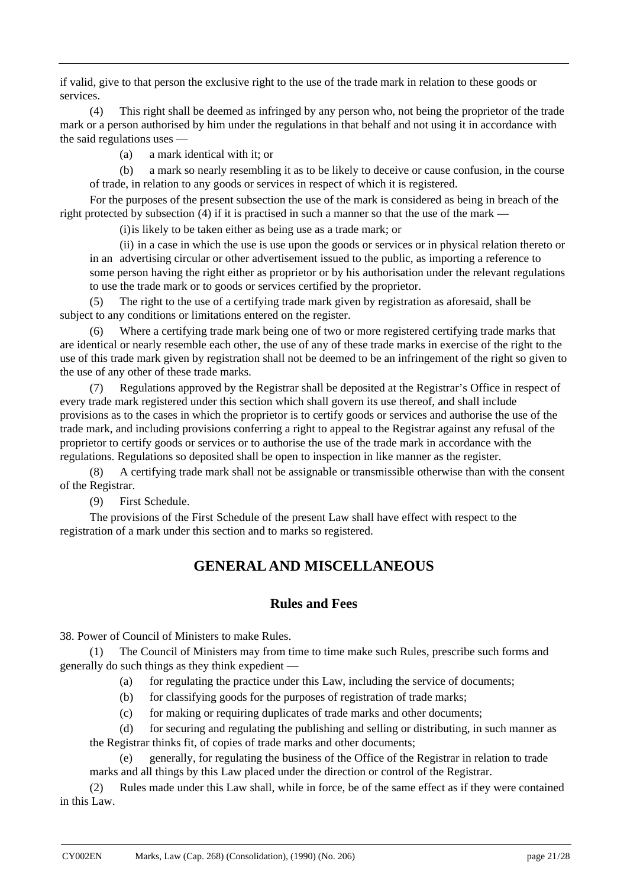if valid, give to that person the exclusive right to the use of the trade mark in relation to these goods or services.

(4) This right shall be deemed as infringed by any person who, not being the proprietor of the trade mark or a person authorised by him under the regulations in that behalf and not using it in accordance with the said regulations uses —

(a) a mark identical with it; or

(b) a mark so nearly resembling it as to be likely to deceive or cause confusion, in the course of trade, in relation to any goods or services in respect of which it is registered.

For the purposes of the present subsection the use of the mark is considered as being in breach of the right protected by subsection (4) if it is practised in such a manner so that the use of the mark —

(i) is likely to be taken either as being use as a trade mark; or

(ii) in a case in which the use is use upon the goods or services or in physical relation thereto or in an advertising circular or other advertisement issued to the public, as importing a reference to some person having the right either as proprietor or by his authorisation under the relevant regulations to use the trade mark or to goods or services certified by the proprietor.

(5) The right to the use of a certifying trade mark given by registration as aforesaid, shall be subject to any conditions or limitations entered on the register.

(6) Where a certifying trade mark being one of two or more registered certifying trade marks that are identical or nearly resemble each other, the use of any of these trade marks in exercise of the right to the use of this trade mark given by registration shall not be deemed to be an infringement of the right so given to the use of any other of these trade marks.

(7) Regulations approved by the Registrar shall be deposited at the Registrar's Office in respect of every trade mark registered under this section which shall govern its use thereof, and shall include provisions as to the cases in which the proprietor is to certify goods or services and authorise the use of the trade mark, and including provisions conferring a right to appeal to the Registrar against any refusal of the proprietor to certify goods or services or to authorise the use of the trade mark in accordance with the regulations. Regulations so deposited shall be open to inspection in like manner as the register.

(8) A certifying trade mark shall not be assignable or transmissible otherwise than with the consent of the Registrar.

(9) First Schedule.

The provisions of the First Schedule of the present Law shall have effect with respect to the registration of a mark under this section and to marks so registered.

## GENERAL AND MISCELLANEOUS

### Rules and Fees

38. Power of Council of Ministers to make Rules.

(1) The Council of Ministers may from time to time make such Rules, prescribe such forms and generally do such things as they think expedient —

(a) for regulating the practice under this Law, including the service of documents;

(b) for classifying goods for the purposes of registration of trade marks;

(c) for making or requiring duplicates of trade marks and other documents;

(d) for securing and regulating the publishing and selling or distributing, in such manner as the Registrar thinks fit, of copies of trade marks and other documents;

(e) generally, for regulating the business of the Office of the Registrar in relation to trade marks and all things by this Law placed under the direction or control of the Registrar.

(2) Rules made under this Law shall, while in force, be of the same effect as if they were contained in this Law.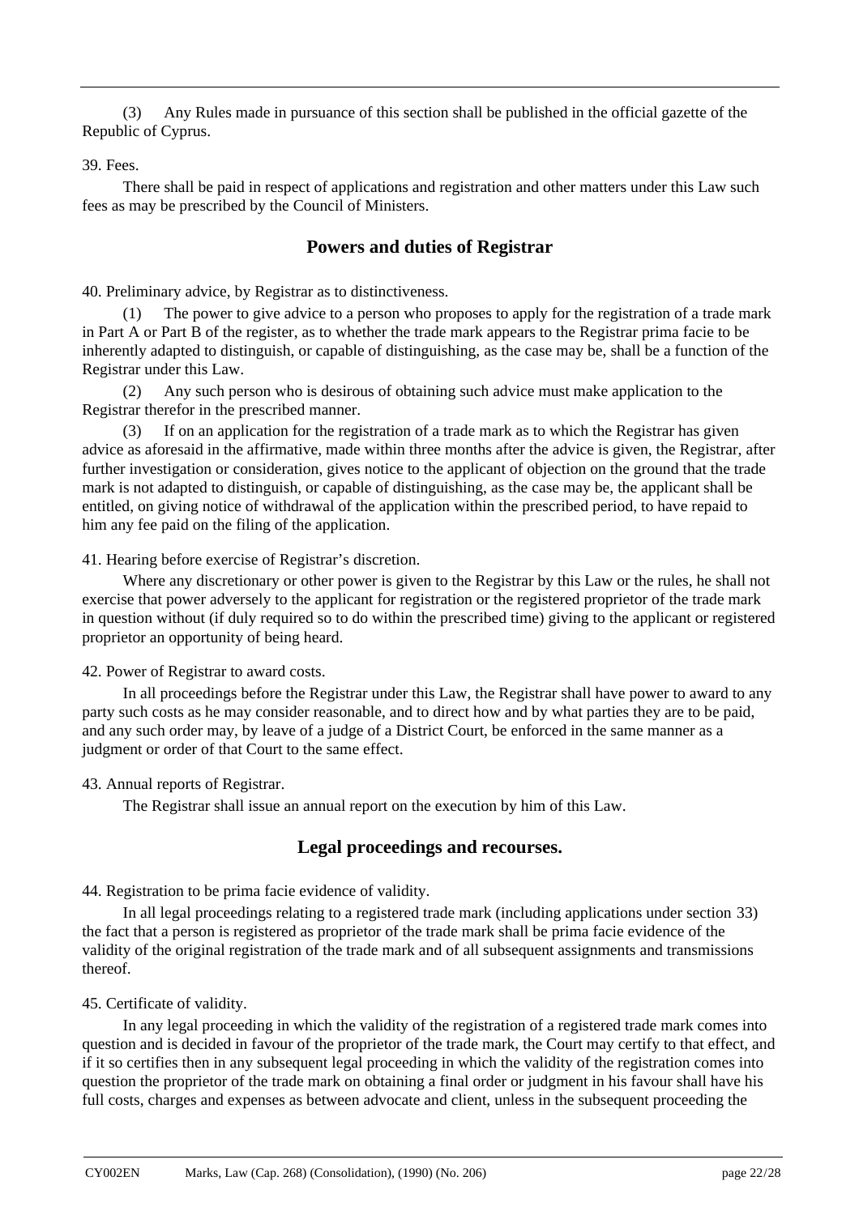(3) Any Rules made in pursuance of this section shall be published in the official gazette of the Republic of Cyprus.

39. Fees.

There shall be paid in respect of applications and registration and other matters under this Law such fees as may be prescribed by the Council of Ministers.

## Powers and duties of Registrar

40. Preliminary advice, by Registrar as to distinctiveness.

(1) The power to give advice to a person who proposes to apply for the registration of a trade mark in Part A or Part B of the register, as to whether the trade mark appears to the Registrar prima facie to be inherently adapted to distinguish, or capable of distinguishing, as the case may be, shall be a function of the Registrar under this Law.

(2) Any such person who is desirous of obtaining such advice must make application to the Registrar therefor in the prescribed manner.

(3) If on an application for the registration of a trade mark as to which the Registrar has given advice as aforesaid in the affirmative, made within three months after the advice is given, the Registrar, after further investigation or consideration, gives notice to the applicant of objection on the ground that the trade mark is not adapted to distinguish, or capable of distinguishing, as the case may be, the applicant shall be entitled, on giving notice of withdrawal of the application within the prescribed period, to have repaid to him any fee paid on the filing of the application.

41. Hearing before exercise of Registrar's discretion.

Where any discretionary or other power is given to the Registrar by this Law or the rules, he shall not exercise that power adversely to the applicant for registration or the registered proprietor of the trade mark in question without (if duly required so to do within the prescribed time) giving to the applicant or registered proprietor an opportunity of being heard.

42. Power of Registrar to award costs.

In all proceedings before the Registrar under this Law, the Registrar shall have power to award to any party such costs as he may consider reasonable, and to direct how and by what parties they are to be paid, and any such order may, by leave of a judge of a District Court, be enforced in the same manner as a judgment or order of that Court to the same effect.

43. Annual reports of Registrar.

The Registrar shall issue an annual report on the execution by him of this Law.

## Legal proceedings and recourses.

44. Registration to be prima facie evidence of validity.

In all legal proceedings relating to a registered trade mark (including applications under section 33) the fact that a person is registered as proprietor of the trade mark shall be prima facie evidence of the validity of the original registration of the trade mark and of all subsequent assignments and transmissions thereof.

45. Certificate of validity.

In any legal proceeding in which the validity of the registration of a registered trade mark comes into question and is decided in favour of the proprietor of the trade mark, the Court may certify to that effect, and if it so certifies then in any subsequent legal proceeding in which the validity of the registration comes into question the proprietor of the trade mark on obtaining a final order or judgment in his favour shall have his full costs, charges and expenses as between advocate and client, unless in the subsequent proceeding the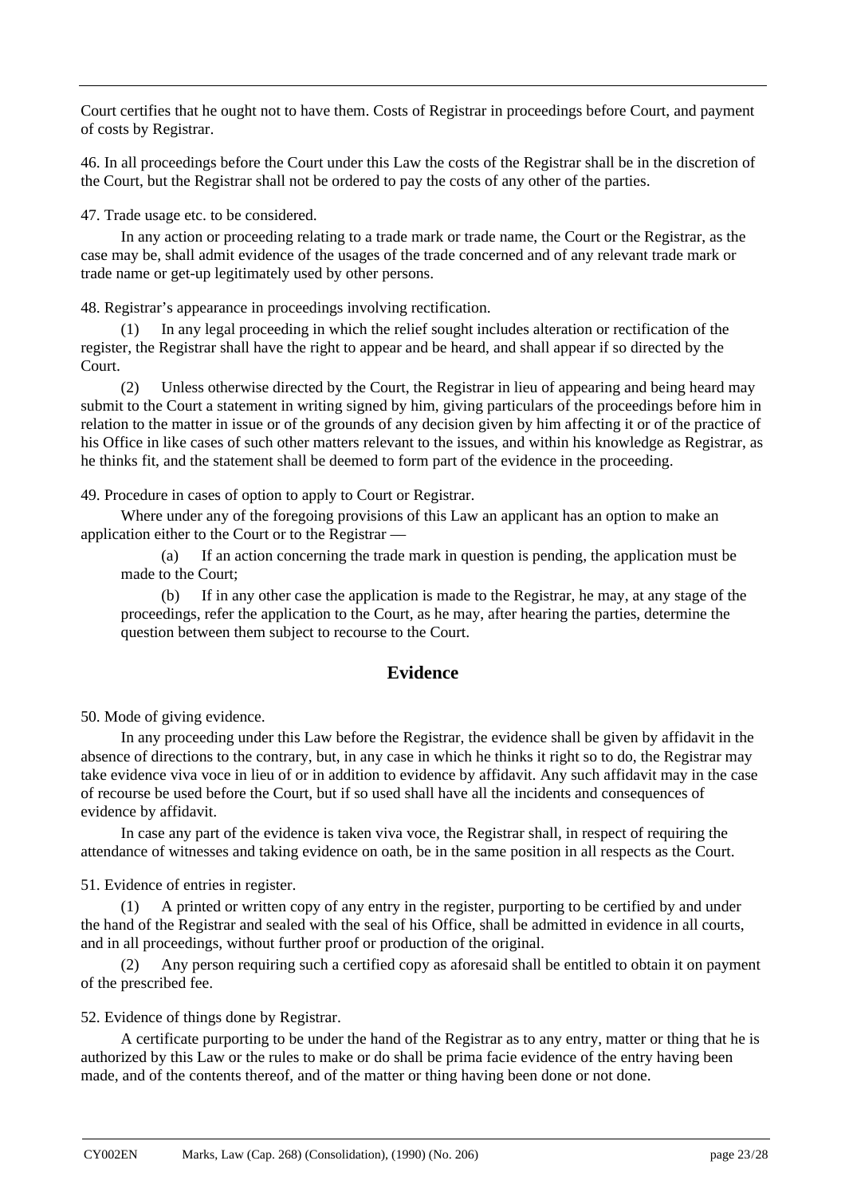Court certifies that he ought not to have them. Costs of Registrar in proceedings before Court, and payment of costs by Registrar.

46. In all proceedings before the Court under this Law the costs of the Registrar shall be in the discretion of the Court, but the Registrar shall not be ordered to pay the costs of any other of the parties.

47. Trade usage etc. to be considered.

In any action or proceeding relating to a trade mark or trade name, the Court or the Registrar, as the case may be, shall admit evidence of the usages of the trade concerned and of any relevant trade mark or trade name or get-up legitimately used by other persons.

48. Registrar's appearance in proceedings involving rectification.

(1) In any legal proceeding in which the relief sought includes alteration or rectification of the register, the Registrar shall have the right to appear and be heard, and shall appear if so directed by the Court.

(2) Unless otherwise directed by the Court, the Registrar in lieu of appearing and being heard may submit to the Court a statement in writing signed by him, giving particulars of the proceedings before him in relation to the matter in issue or of the grounds of any decision given by him affecting it or of the practice of his Office in like cases of such other matters relevant to the issues, and within his knowledge as Registrar, as he thinks fit, and the statement shall be deemed to form part of the evidence in the proceeding.

49. Procedure in cases of option to apply to Court or Registrar.

Where under any of the foregoing provisions of this Law an applicant has an option to make an application either to the Court or to the Registrar —

(a) If an action concerning the trade mark in question is pending, the application must be made to the Court;

(b) If in any other case the application is made to the Registrar, he may, at any stage of the proceedings, refer the application to the Court, as he may, after hearing the parties, determine the question between them subject to recourse to the Court.

## Evidence

50. Mode of giving evidence.

In any proceeding under this Law before the Registrar, the evidence shall be given by affidavit in the absence of directions to the contrary, but, in any case in which he thinks it right so to do, the Registrar may take evidence viva voce in lieu of or in addition to evidence by affidavit. Any such affidavit may in the case of recourse be used before the Court, but if so used shall have all the incidents and consequences of evidence by affidavit.

In case any part of the evidence is taken viva voce, the Registrar shall, in respect of requiring the attendance of witnesses and taking evidence on oath, be in the same position in all respects as the Court.

51. Evidence of entries in register.

(1) A printed or written copy of any entry in the register, purporting to be certified by and under the hand of the Registrar and sealed with the seal of his Office, shall be admitted in evidence in all courts, and in all proceedings, without further proof or production of the original.

(2) Any person requiring such a certified copy as aforesaid shall be entitled to obtain it on payment of the prescribed fee.

52. Evidence of things done by Registrar.

A certificate purporting to be under the hand of the Registrar as to any entry, matter or thing that he is authorized by this Law or the rules to make or do shall be prima facie evidence of the entry having been made, and of the contents thereof, and of the matter or thing having been done or not done.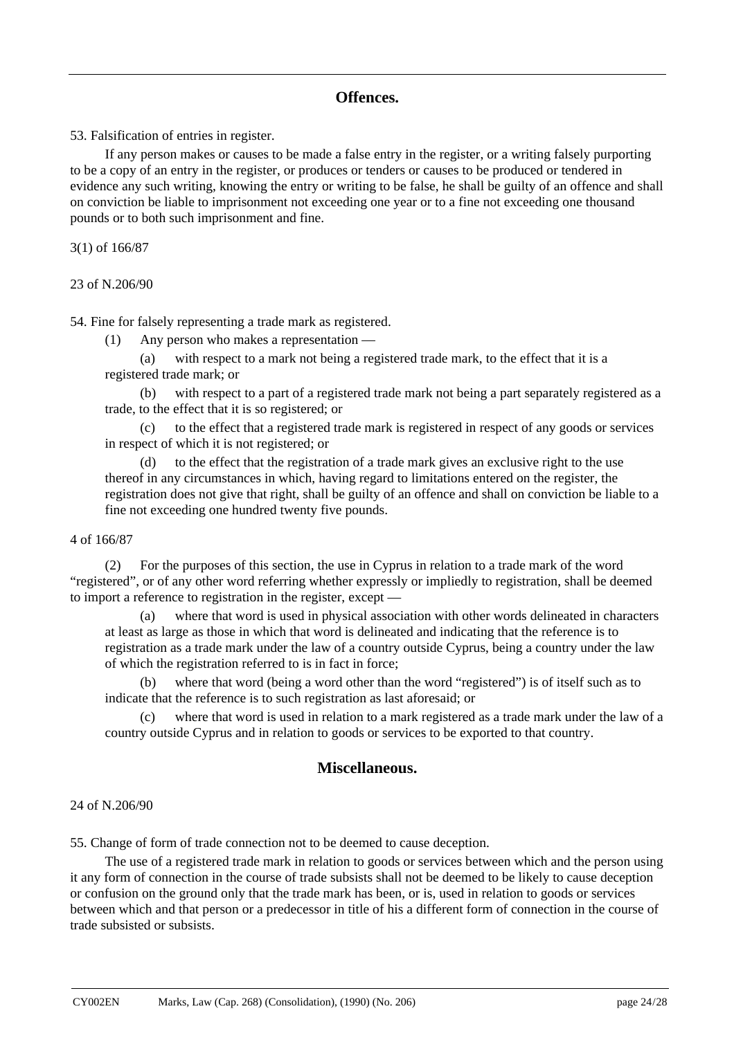## Offences.

53. Falsification of entries in register.

If any person makes or causes to be made a false entry in the register, or a writing falsely purporting to be a copy of an entry in the register, or produces or tenders or causes to be produced or tendered in evidence any such writing, knowing the entry or writing to be false, he shall be guilty of an offence and shall on conviction be liable to imprisonment not exceeding one year or to a fine not exceeding one thousand pounds or to both such imprisonment and fine.

3(1) of 166/87

23 of N.206/90

54. Fine for falsely representing a trade mark as registered.

(1) Any person who makes a representation —

(a) with respect to a mark not being a registered trade mark, to the effect that it is a registered trade mark; or

(b) with respect to a part of a registered trade mark not being a part separately registered as a trade, to the effect that it is so registered; or

(c) to the effect that a registered trade mark is registered in respect of any goods or services in respect of which it is not registered; or

(d) to the effect that the registration of a trade mark gives an exclusive right to the use thereof in any circumstances in which, having regard to limitations entered on the register, the registration does not give that right, shall be guilty of an offence and shall on conviction be liable to a fine not exceeding one hundred twenty five pounds.

4 of 166/87

(2) For the purposes of this section, the use in Cyprus in relation to a trade mark of the word “registered”, or of any other word referring whether expressly or impliedly to registration, shall be deemed to import a reference to registration in the register, except —

(a) where that word is used in physical association with other words delineated in characters at least as large as those in which that word is delineated and indicating that the reference is to registration as a trade mark under the law of a country outside Cyprus, being a country under the law of which the registration referred to is in fact in force;

(b) where that word (being a word other than the word “registered”) is of itself such as to indicate that the reference is to such registration as last aforesaid; or

(c) where that word is used in relation to a mark registered as a trade mark under the law of a country outside Cyprus and in relation to goods or services to be exported to that country.

## Miscellaneous.

24 of N.206/90

55. Change of form of trade connection not to be deemed to cause deception.

The use of a registered trade mark in relation to goods or services between which and the person using it any form of connection in the course of trade subsists shall not be deemed to be likely to cause deception or confusion on the ground only that the trade mark has been, or is, used in relation to goods or services between which and that person or a predecessor in title of his a different form of connection in the course of trade subsisted or subsists.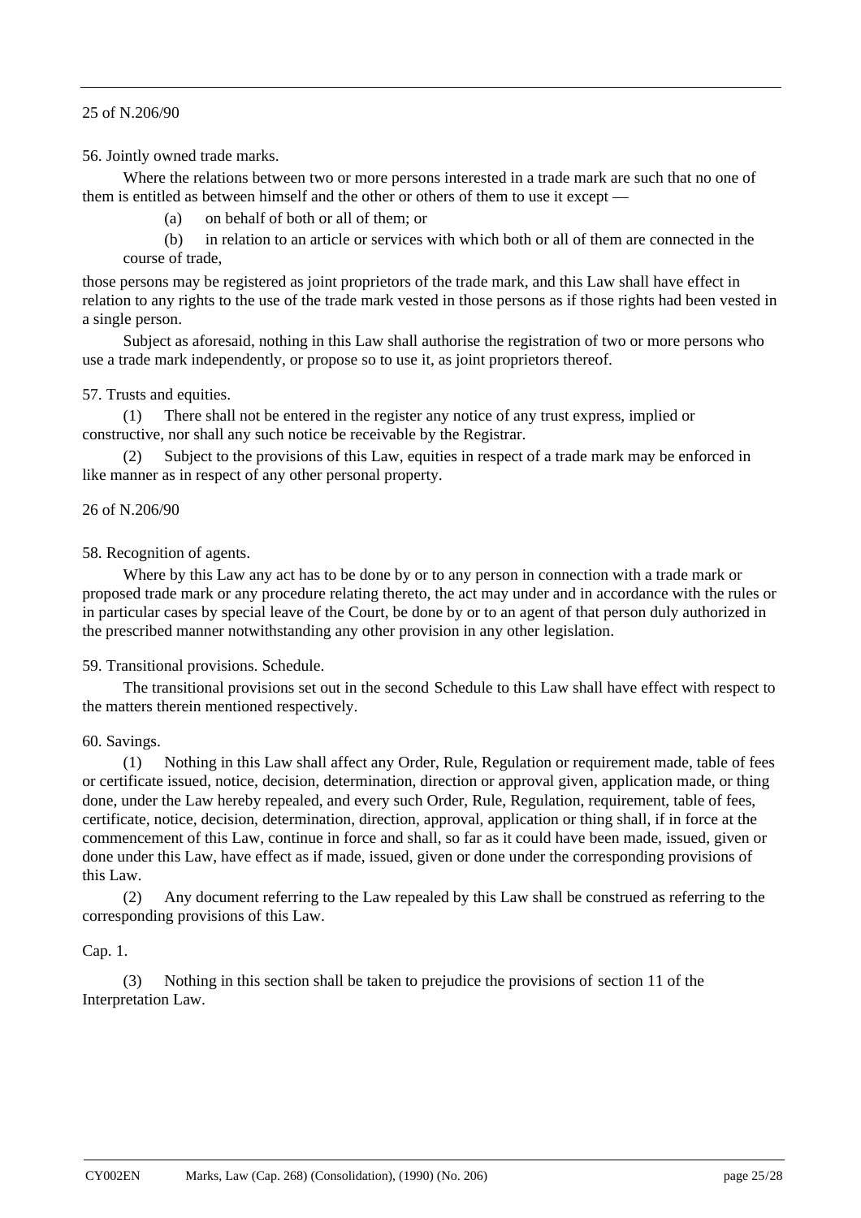25 of N.206/90

56. Jointly owned trade marks.

Where the relations between two or more persons interested in a trade mark are such that no one of them is entitled as between himself and the other or others of them to use it except —

(a) on behalf of both or all of them; or

(b) in relation to an article or services with which both or all of them are connected in the course of trade,

those persons may be registered as joint proprietors of the trade mark, and this Law shall have effect in relation to any rights to the use of the trade mark vested in those persons as if those rights had been vested in a single person.

Subject as aforesaid, nothing in this Law shall authorise the registration of two or more persons who use a trade mark independently, or propose so to use it, as joint proprietors thereof.

57. Trusts and equities.

(1) There shall not be entered in the register any notice of any trust express, implied or constructive, nor shall any such notice be receivable by the Registrar.

(2) Subject to the provisions of this Law, equities in respect of a trade mark may be enforced in like manner as in respect of any other personal property.

26 of N.206/90

58. Recognition of agents.

Where by this Law any act has to be done by or to any person in connection with a trade mark or proposed trade mark or any procedure relating thereto, the act may under and in accordance with the rules or in particular cases by special leave of the Court, be done by or to an agent of that person duly authorized in the prescribed manner notwithstanding any other provision in any other legislation.

59. Transitional provisions. Schedule.

The transitional provisions set out in the second Schedule to this Law shall have effect with respect to the matters therein mentioned respectively.

60. Savings.

(1) Nothing in this Law shall affect any Order, Rule, Regulation or requirement made, table of fees or certificate issued, notice, decision, determination, direction or approval given, application made, or thing done, under the Law hereby repealed, and every such Order, Rule, Regulation, requirement, table of fees, certificate, notice, decision, determination, direction, approval, application or thing shall, if in force at the commencement of this Law, continue in force and shall, so far as it could have been made, issued, given or done under this Law, have effect as if made, issued, given or done under the corresponding provisions of this Law.

(2) Any document referring to the Law repealed by this Law shall be construed as referring to the corresponding provisions of this Law.

Cap. 1.

(3) Nothing in this section shall be taken to prejudice the provisions of section 11 of the Interpretation Law.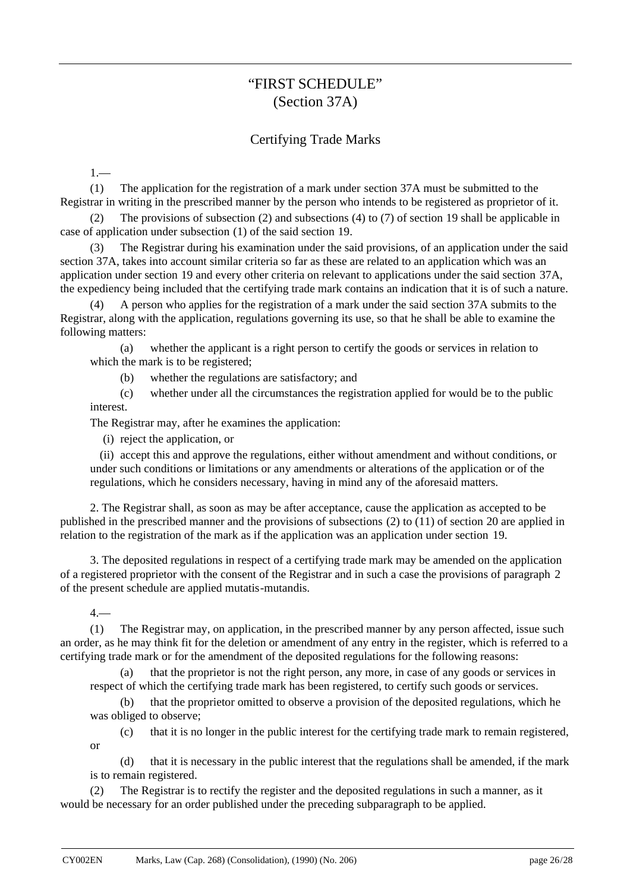# "FIRST SCHEDULE"
# (Section 37A)

## Certifying Trade Marks

1.—

(1) The application for the registration of a mark under section 37A must be submitted to the Registrar in writing in the prescribed manner by the person who intends to be registered as proprietor of it.

(2) The provisions of subsection (2) and subsections (4) to (7) of section 19 shall be applicable in case of application under subsection (1) of the said section 19.

(3) The Registrar during his examination under the said provisions, of an application under the said section 37A, takes into account similar criteria so far as these are related to an application which was an application under section 19 and every other criteria on relevant to applications under the said section 37A, the expediency being included that the certifying trade mark contains an indication that it is of such a nature.

(4) A person who applies for the registration of a mark under the said section 37A submits to the Registrar, along with the application, regulations governing its use, so that he shall be able to examine the following matters:

(a) whether the applicant is a right person to certify the goods or services in relation to which the mark is to be registered;

(b) whether the regulations are satisfactory; and

(c) whether under all the circumstances the registration applied for would be to the public interest.

The Registrar may, after he examines the application:

(i) reject the application, or

(ii) accept this and approve the regulations, either without amendment and without conditions, or under such conditions or limitations or any amendments or alterations of the application or of the regulations, which he considers necessary, having in mind any of the aforesaid matters.

2. The Registrar shall, as soon as may be after acceptance, cause the application as accepted to be published in the prescribed manner and the provisions of subsections (2) to (11) of section 20 are applied in relation to the registration of the mark as if the application was an application under section 19.

3. The deposited regulations in respect of a certifying trade mark may be amended on the application of a registered proprietor with the consent of the Registrar and in such a case the provisions of paragraph 2 of the present schedule are applied mutatis-mutandis.

4.—

(1) The Registrar may, on application, in the prescribed manner by any person affected, issue such an order, as he may think fit for the deletion or amendment of any entry in the register, which is referred to a certifying trade mark or for the amendment of the deposited regulations for the following reasons:

(a) that the proprietor is not the right person, any more, in case of any goods or services in respect of which the certifying trade mark has been registered, to certify such goods or services.

(b) that the proprietor omitted to observe a provision of the deposited regulations, which he was obliged to observe;

(c) that it is no longer in the public interest for the certifying trade mark to remain registered, or

(d) that it is necessary in the public interest that the regulations shall be amended, if the mark is to remain registered.

(2) The Registrar is to rectify the register and the deposited regulations in such a manner, as it would be necessary for an order published under the preceding subparagraph to be applied.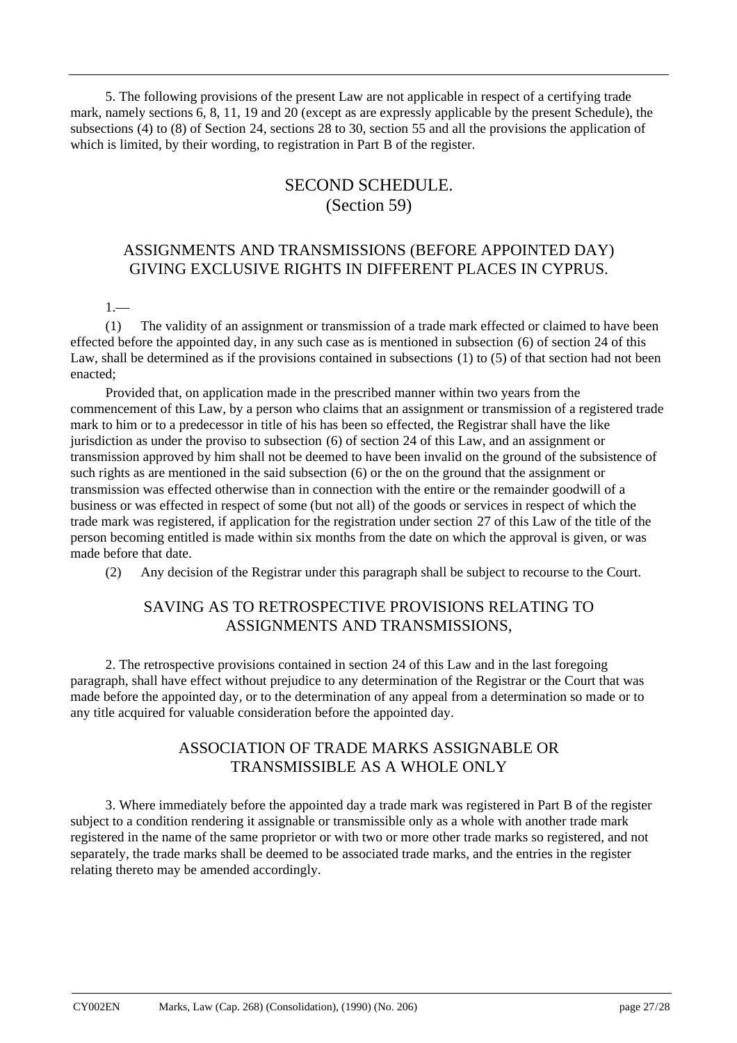5. The following provisions of the present Law are not applicable in respect of a certifying trade mark, namely sections 6, 8, 11, 19 and 20 (except as are expressly applicable by the present Schedule), the subsections (4) to (8) of Section 24, sections 28 to 30, section 55 and all the provisions the application of which is limited, by their wording, to registration in Part B of the register.

## SECOND SCHEDULE.
## (Section 59)

### ASSIGNMENTS AND TRANSMISSIONS (BEFORE APPOINTED DAY) GIVING EXCLUSIVE RIGHTS IN DIFFERENT PLACES IN CYPRUS.

1.—

(1) The validity of an assignment or transmission of a trade mark effected or claimed to have been effected before the appointed day, in any such case as is mentioned in subsection (6) of section 24 of this Law, shall be determined as if the provisions contained in subsections (1) to (5) of that section had not been enacted;

Provided that, on application made in the prescribed manner within two years from the commencement of this Law, by a person who claims that an assignment or transmission of a registered trade mark to him or to a predecessor in title of his has been so effected, the Registrar shall have the like jurisdiction as under the proviso to subsection (6) of section 24 of this Law, and an assignment or transmission approved by him shall not be deemed to have been invalid on the ground of the subsistence of such rights as are mentioned in the said subsection (6) or the on the ground that the assignment or transmission was effected otherwise than in connection with the entire or the remainder goodwill of a business or was effected in respect of some (but not all) of the goods or services in respect of which the trade mark was registered, if application for the registration under section 27 of this Law of the title of the person becoming entitled is made within six months from the date on which the approval is given, or was made before that date.

(2) Any decision of the Registrar under this paragraph shall be subject to recourse to the Court.

### SAVING AS TO RETROSPECTIVE PROVISIONS RELATING TO ASSIGNMENTS AND TRANSMISSIONS,

2. The retrospective provisions contained in section 24 of this Law and in the last foregoing paragraph, shall have effect without prejudice to any determination of the Registrar or the Court that was made before the appointed day, or to the determination of any appeal from a determination so made or to any title acquired for valuable consideration before the appointed day.

### ASSOCIATION OF TRADE MARKS ASSIGNABLE OR TRANSMISSIBLE AS A WHOLE ONLY

3. Where immediately before the appointed day a trade mark was registered in Part B of the register subject to a condition rendering it assignable or transmissible only as a whole with another trade mark registered in the name of the same proprietor or with two or more other trade marks so registered, and not separately, the trade marks shall be deemed to be associated trade marks, and the entries in the register relating thereto may be amended accordingly.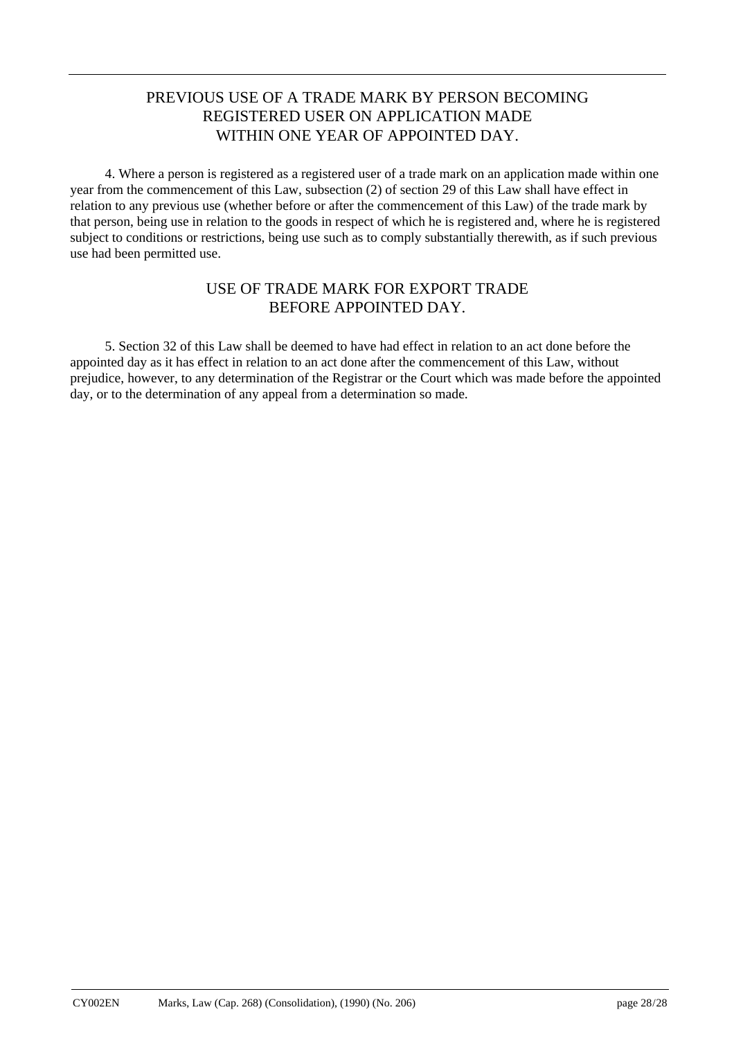## PREVIOUS USE OF A TRADE MARK BY PERSON BECOMING REGISTERED USER ON APPLICATION MADE WITHIN ONE YEAR OF APPOINTED DAY.

4. Where a person is registered as a registered user of a trade mark on an application made within one year from the commencement of this Law, subsection (2) of section 29 of this Law shall have effect in relation to any previous use (whether before or after the commencement of this Law) of the trade mark by that person, being use in relation to the goods in respect of which he is registered and, where he is registered subject to conditions or restrictions, being use such as to comply substantially therewith, as if such previous use had been permitted use.

## USE OF TRADE MARK FOR EXPORT TRADE BEFORE APPOINTED DAY.

5. Section 32 of this Law shall be deemed to have had effect in relation to an act done before the appointed day as it has effect in relation to an act done after the commencement of this Law, without prejudice, however, to any determination of the Registrar or the Court which was made before the appointed day, or to the determination of any appeal from a determination so made.